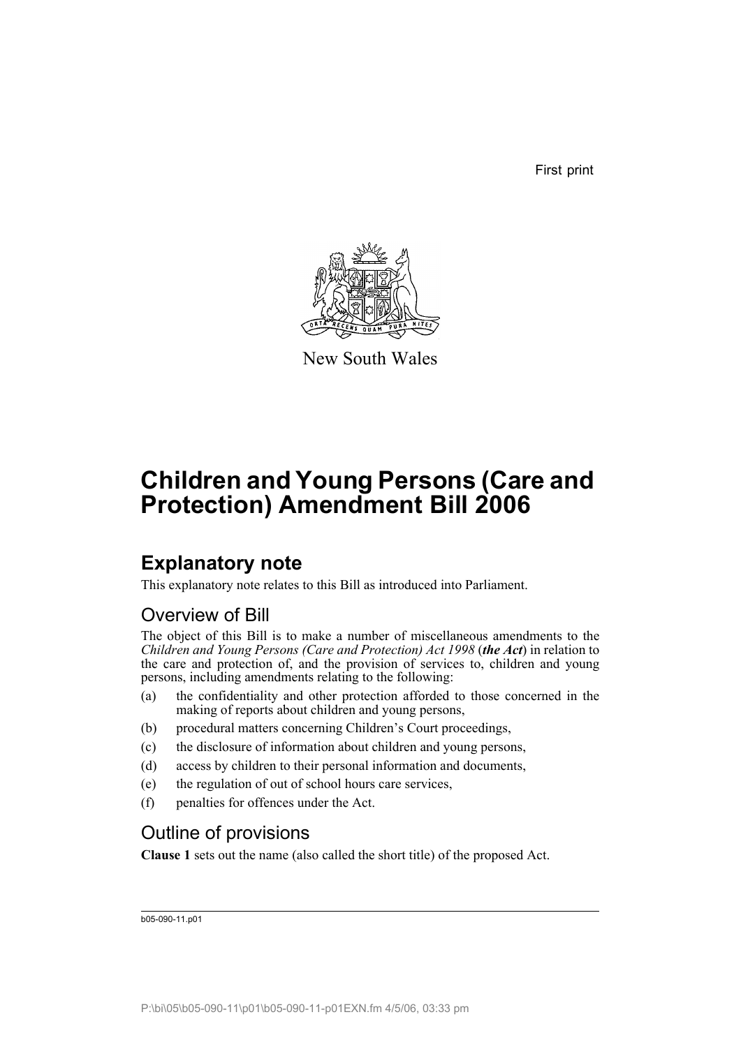First print

New South Wales

# Children and Young Persons (Care and Protection) Amendment Bill 2006

## Explanatory note

This explanatory note relates to this Bill as introduced into Parliament.

### Overview of Bill

The object of this Bill is to make a number of miscellaneous amendments to the *Children and Young Persons (Care and Protection) Act 1998* (***the Act***) in relation to the care and protection of, and the provision of services to, children and young persons, including amendments relating to the following:

(a) the confidentiality and other protection afforded to those concerned in the making of reports about children and young persons,

(b) procedural matters concerning Children's Court proceedings,

(c) the disclosure of information about children and young persons,

(d) access by children to their personal information and documents,

(e) the regulation of out of school hours care services,

(f) penalties for offences under the Act.

### Outline of provisions

**Clause 1** sets out the name (also called the short title) of the proposed Act.

b05-090-11.p01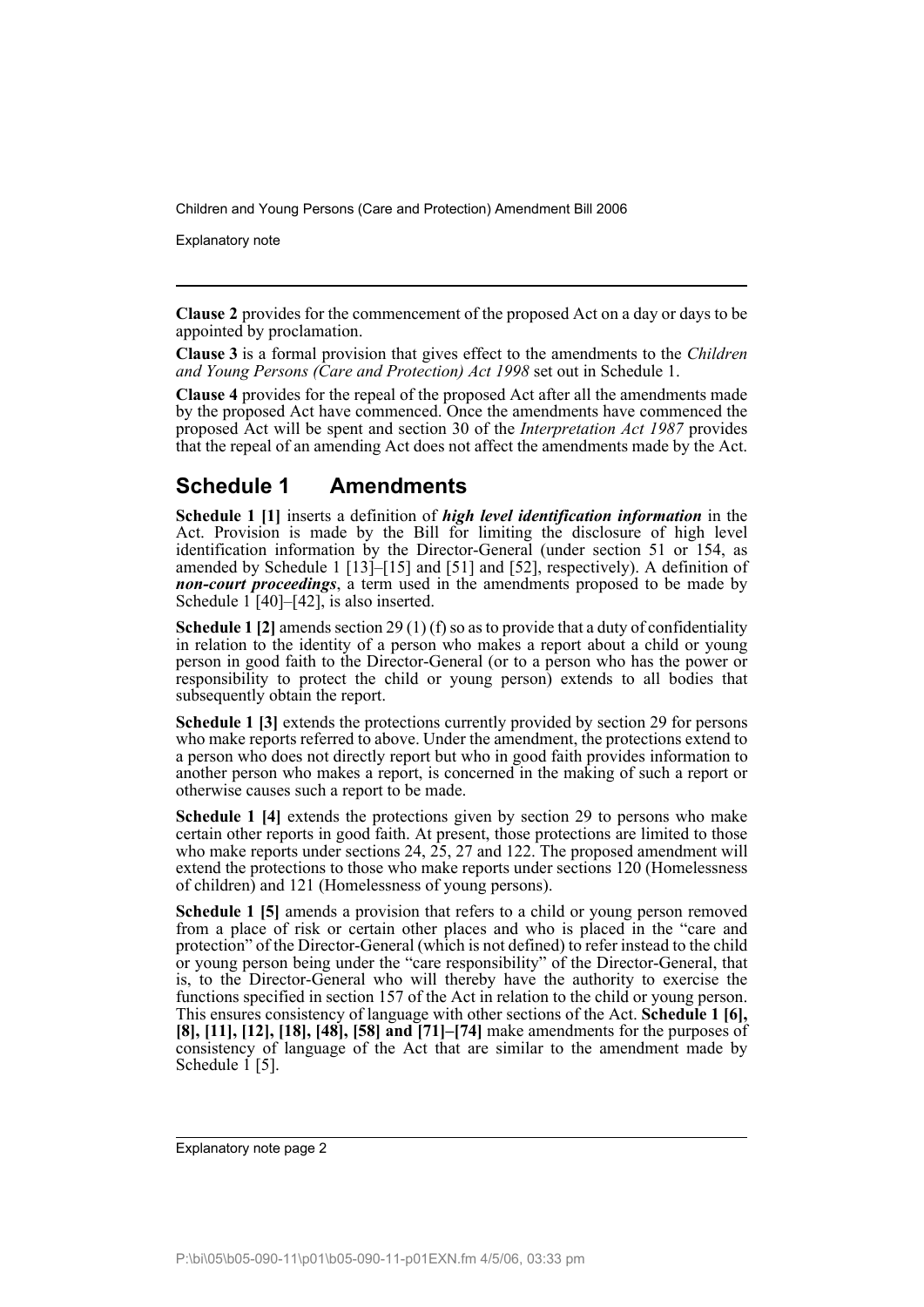**Clause 2** provides for the commencement of the proposed Act on a day or days to be appointed by proclamation.

**Clause 3** is a formal provision that gives effect to the amendments to the *Children and Young Persons (Care and Protection) Act 1998* set out in Schedule 1.

**Clause 4** provides for the repeal of the proposed Act after all the amendments made by the proposed Act have commenced. Once the amendments have commenced the proposed Act will be spent and section 30 of the *Interpretation Act 1987* provides that the repeal of an amending Act does not affect the amendments made by the Act.

## Schedule 1 Amendments

**Schedule 1 [1]** inserts a definition of ***high level identification information*** in the Act. Provision is made by the Bill for limiting the disclosure of high level identification information by the Director-General (under section 51 or 154, as amended by Schedule 1 [13]–[15] and [51] and [52], respectively). A definition of ***non-court proceedings***, a term used in the amendments proposed to be made by Schedule 1 [40]–[42], is also inserted.

**Schedule 1 [2]** amends section 29 (1) (f) so as to provide that a duty of confidentiality in relation to the identity of a person who makes a report about a child or young person in good faith to the Director-General (or to a person who has the power or responsibility to protect the child or young person) extends to all bodies that subsequently obtain the report.

**Schedule 1 [3]** extends the protections currently provided by section 29 for persons who make reports referred to above. Under the amendment, the protections extend to a person who does not directly report but who in good faith provides information to another person who makes a report, is concerned in the making of such a report or otherwise causes such a report to be made.

**Schedule 1 [4]** extends the protections given by section 29 to persons who make certain other reports in good faith. At present, those protections are limited to those who make reports under sections 24, 25, 27 and 122. The proposed amendment will extend the protections to those who make reports under sections 120 (Homelessness of children) and 121 (Homelessness of young persons).

**Schedule 1 [5]** amends a provision that refers to a child or young person removed from a place of risk or certain other places and who is placed in the "care and protection" of the Director-General (which is not defined) to refer instead to the child or young person being under the "care responsibility" of the Director-General, that is, to the Director-General who will thereby have the authority to exercise the functions specified in section 157 of the Act in relation to the child or young person. This ensures consistency of language with other sections of the Act. **Schedule 1 [6], [8], [11], [12], [18], [48], [58] and [71]–[74]** make amendments for the purposes of consistency of language of the Act that are similar to the amendment made by Schedule 1 [5].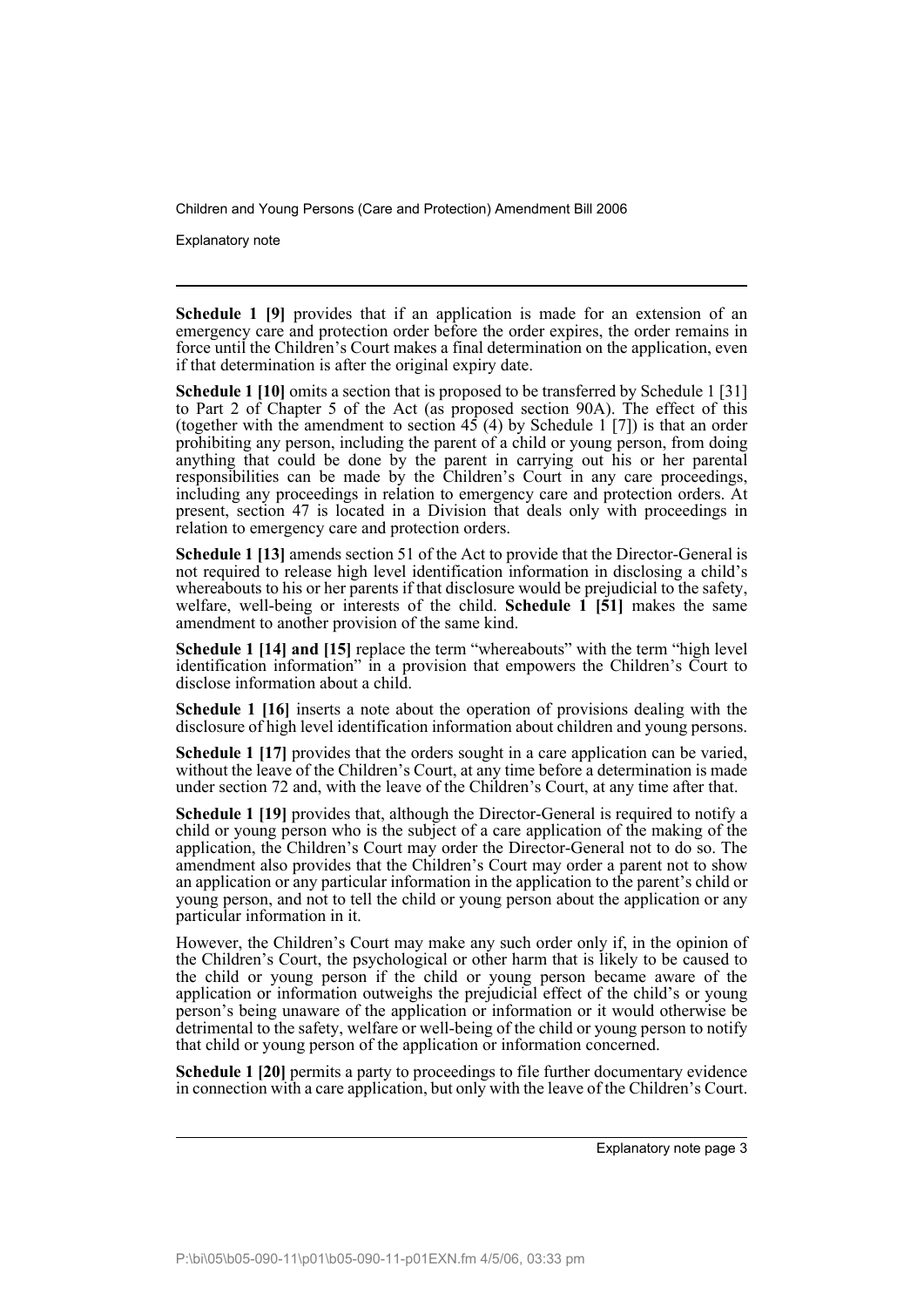**Schedule 1 [9]** provides that if an application is made for an extension of an emergency care and protection order before the order expires, the order remains in force until the Children's Court makes a final determination on the application, even if that determination is after the original expiry date.

**Schedule 1 [10]** omits a section that is proposed to be transferred by Schedule 1 [31] to Part 2 of Chapter 5 of the Act (as proposed section 90A). The effect of this (together with the amendment to section 45 (4) by Schedule 1 [7]) is that an order prohibiting any person, including the parent of a child or young person, from doing anything that could be done by the parent in carrying out his or her parental responsibilities can be made by the Children's Court in any care proceedings, including any proceedings in relation to emergency care and protection orders. At present, section 47 is located in a Division that deals only with proceedings in relation to emergency care and protection orders.

**Schedule 1 [13]** amends section 51 of the Act to provide that the Director-General is not required to release high level identification information in disclosing a child's whereabouts to his or her parents if that disclosure would be prejudicial to the safety, welfare, well-being or interests of the child. **Schedule 1 [51]** makes the same amendment to another provision of the same kind.

**Schedule 1 [14] and [15]** replace the term "whereabouts" with the term "high level identification information" in a provision that empowers the Children's Court to disclose information about a child.

**Schedule 1 [16]** inserts a note about the operation of provisions dealing with the disclosure of high level identification information about children and young persons.

**Schedule 1 [17]** provides that the orders sought in a care application can be varied, without the leave of the Children's Court, at any time before a determination is made under section 72 and, with the leave of the Children's Court, at any time after that.

**Schedule 1 [19]** provides that, although the Director-General is required to notify a child or young person who is the subject of a care application of the making of the application, the Children's Court may order the Director-General not to do so. The amendment also provides that the Children's Court may order a parent not to show an application or any particular information in the application to the parent's child or young person, and not to tell the child or young person about the application or any particular information in it.

However, the Children's Court may make any such order only if, in the opinion of the Children's Court, the psychological or other harm that is likely to be caused to the child or young person if the child or young person became aware of the application or information outweighs the prejudicial effect of the child's or young person's being unaware of the application or information or it would otherwise be detrimental to the safety, welfare or well-being of the child or young person to notify that child or young person of the application or information concerned.

**Schedule 1 [20]** permits a party to proceedings to file further documentary evidence in connection with a care application, but only with the leave of the Children's Court.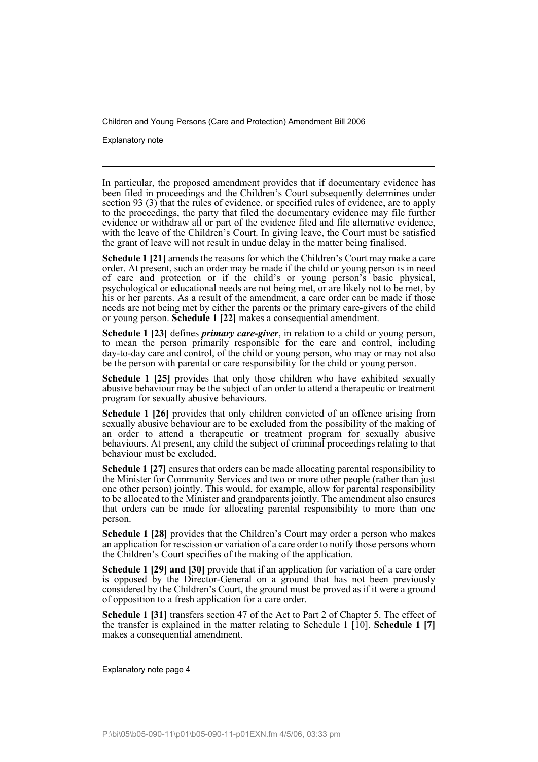In particular, the proposed amendment provides that if documentary evidence has been filed in proceedings and the Children's Court subsequently determines under section 93 (3) that the rules of evidence, or specified rules of evidence, are to apply to the proceedings, the party that filed the documentary evidence may file further evidence or withdraw all or part of the evidence filed and file alternative evidence, with the leave of the Children's Court. In giving leave, the Court must be satisfied the grant of leave will not result in undue delay in the matter being finalised.

**Schedule 1 [21]** amends the reasons for which the Children's Court may make a care order. At present, such an order may be made if the child or young person is in need of care and protection or if the child's or young person's basic physical, psychological or educational needs are not being met, or are likely not to be met, by his or her parents. As a result of the amendment, a care order can be made if those needs are not being met by either the parents or the primary care-givers of the child or young person. **Schedule 1 [22]** makes a consequential amendment.

**Schedule 1 [23]** defines ***primary care-giver***, in relation to a child or young person, to mean the person primarily responsible for the care and control, including day-to-day care and control, of the child or young person, who may or may not also be the person with parental or care responsibility for the child or young person.

**Schedule 1 [25]** provides that only those children who have exhibited sexually abusive behaviour may be the subject of an order to attend a therapeutic or treatment program for sexually abusive behaviours.

**Schedule 1 [26]** provides that only children convicted of an offence arising from sexually abusive behaviour are to be excluded from the possibility of the making of an order to attend a therapeutic or treatment program for sexually abusive behaviours. At present, any child the subject of criminal proceedings relating to that behaviour must be excluded.

**Schedule 1 [27]** ensures that orders can be made allocating parental responsibility to the Minister for Community Services and two or more other people (rather than just one other person) jointly. This would, for example, allow for parental responsibility to be allocated to the Minister and grandparents jointly. The amendment also ensures that orders can be made for allocating parental responsibility to more than one person.

**Schedule 1 [28]** provides that the Children's Court may order a person who makes an application for rescission or variation of a care order to notify those persons whom the Children's Court specifies of the making of the application.

**Schedule 1 [29] and [30]** provide that if an application for variation of a care order is opposed by the Director-General on a ground that has not been previously considered by the Children's Court, the ground must be proved as if it were a ground of opposition to a fresh application for a care order.

**Schedule 1 [31]** transfers section 47 of the Act to Part 2 of Chapter 5. The effect of the transfer is explained in the matter relating to Schedule 1 [10]. **Schedule 1 [7]** makes a consequential amendment.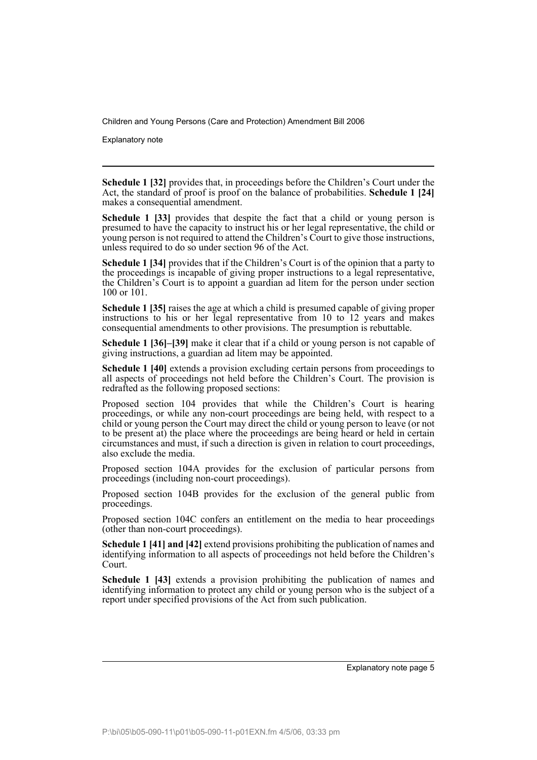**Schedule 1 [32]** provides that, in proceedings before the Children's Court under the Act, the standard of proof is proof on the balance of probabilities. **Schedule 1 [24]** makes a consequential amendment.

**Schedule 1 [33]** provides that despite the fact that a child or young person is presumed to have the capacity to instruct his or her legal representative, the child or young person is not required to attend the Children's Court to give those instructions, unless required to do so under section 96 of the Act.

**Schedule 1 [34]** provides that if the Children's Court is of the opinion that a party to the proceedings is incapable of giving proper instructions to a legal representative, the Children's Court is to appoint a guardian ad litem for the person under section 100 or 101.

**Schedule 1 [35]** raises the age at which a child is presumed capable of giving proper instructions to his or her legal representative from 10 to 12 years and makes consequential amendments to other provisions. The presumption is rebuttable.

**Schedule 1 [36]–[39]** make it clear that if a child or young person is not capable of giving instructions, a guardian ad litem may be appointed.

**Schedule 1 [40]** extends a provision excluding certain persons from proceedings to all aspects of proceedings not held before the Children's Court. The provision is redrafted as the following proposed sections:

Proposed section 104 provides that while the Children's Court is hearing proceedings, or while any non-court proceedings are being held, with respect to a child or young person the Court may direct the child or young person to leave (or not to be present at) the place where the proceedings are being heard or held in certain circumstances and must, if such a direction is given in relation to court proceedings, also exclude the media.

Proposed section 104A provides for the exclusion of particular persons from proceedings (including non-court proceedings).

Proposed section 104B provides for the exclusion of the general public from proceedings.

Proposed section 104C confers an entitlement on the media to hear proceedings (other than non-court proceedings).

**Schedule 1 [41] and [42]** extend provisions prohibiting the publication of names and identifying information to all aspects of proceedings not held before the Children's Court.

**Schedule 1 [43]** extends a provision prohibiting the publication of names and identifying information to protect any child or young person who is the subject of a report under specified provisions of the Act from such publication.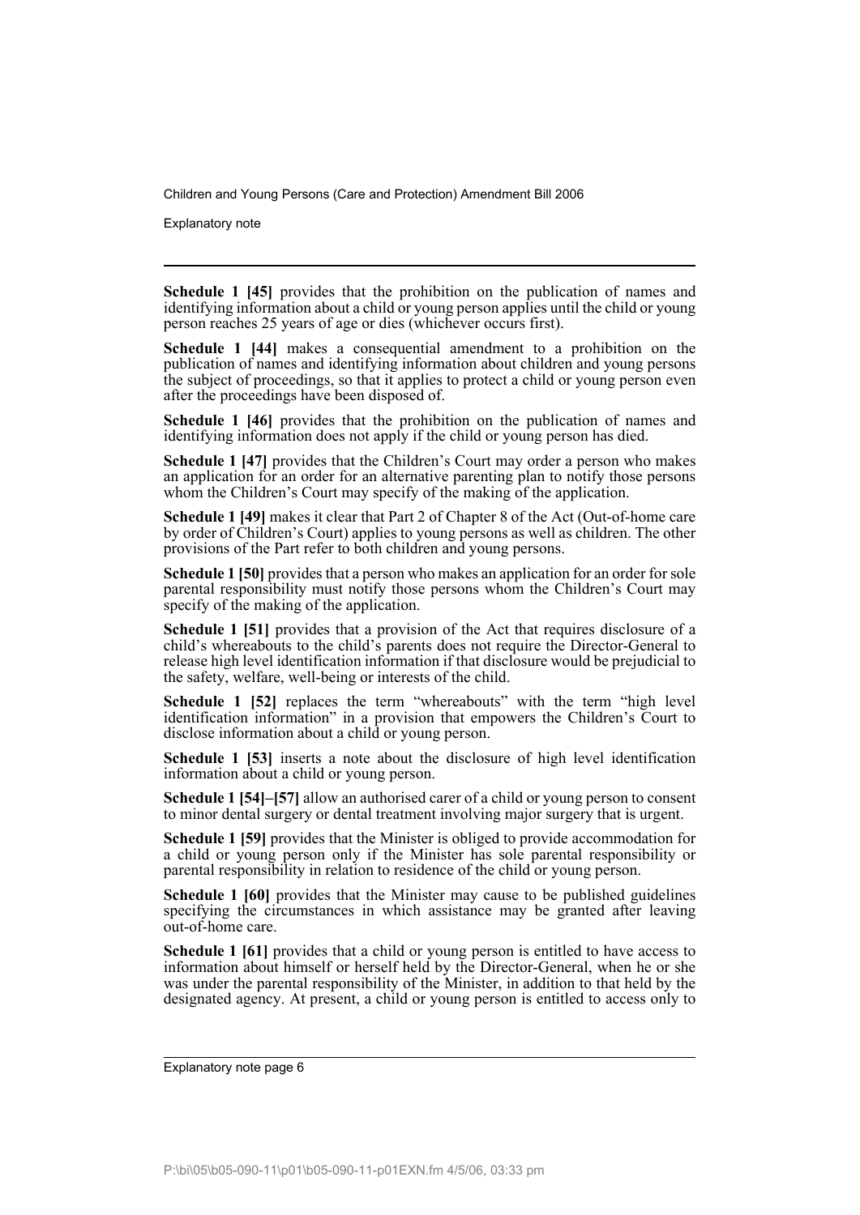**Schedule 1 [45]** provides that the prohibition on the publication of names and identifying information about a child or young person applies until the child or young person reaches 25 years of age or dies (whichever occurs first).

**Schedule 1 [44]** makes a consequential amendment to a prohibition on the publication of names and identifying information about children and young persons the subject of proceedings, so that it applies to protect a child or young person even after the proceedings have been disposed of.

**Schedule 1 [46]** provides that the prohibition on the publication of names and identifying information does not apply if the child or young person has died.

**Schedule 1 [47]** provides that the Children's Court may order a person who makes an application for an order for an alternative parenting plan to notify those persons whom the Children's Court may specify of the making of the application.

**Schedule 1 [49]** makes it clear that Part 2 of Chapter 8 of the Act (Out-of-home care by order of Children's Court) applies to young persons as well as children. The other provisions of the Part refer to both children and young persons.

**Schedule 1 [50]** provides that a person who makes an application for an order for sole parental responsibility must notify those persons whom the Children's Court may specify of the making of the application.

**Schedule 1 [51]** provides that a provision of the Act that requires disclosure of a child's whereabouts to the child's parents does not require the Director-General to release high level identification information if that disclosure would be prejudicial to the safety, welfare, well-being or interests of the child.

**Schedule 1 [52]** replaces the term "whereabouts" with the term "high level identification information" in a provision that empowers the Children's Court to disclose information about a child or young person.

**Schedule 1 [53]** inserts a note about the disclosure of high level identification information about a child or young person.

**Schedule 1 [54]–[57]** allow an authorised carer of a child or young person to consent to minor dental surgery or dental treatment involving major surgery that is urgent.

**Schedule 1 [59]** provides that the Minister is obliged to provide accommodation for a child or young person only if the Minister has sole parental responsibility or parental responsibility in relation to residence of the child or young person.

**Schedule 1 [60]** provides that the Minister may cause to be published guidelines specifying the circumstances in which assistance may be granted after leaving out-of-home care.

**Schedule 1 [61]** provides that a child or young person is entitled to have access to information about himself or herself held by the Director-General, when he or she was under the parental responsibility of the Minister, in addition to that held by the designated agency. At present, a child or young person is entitled to access only to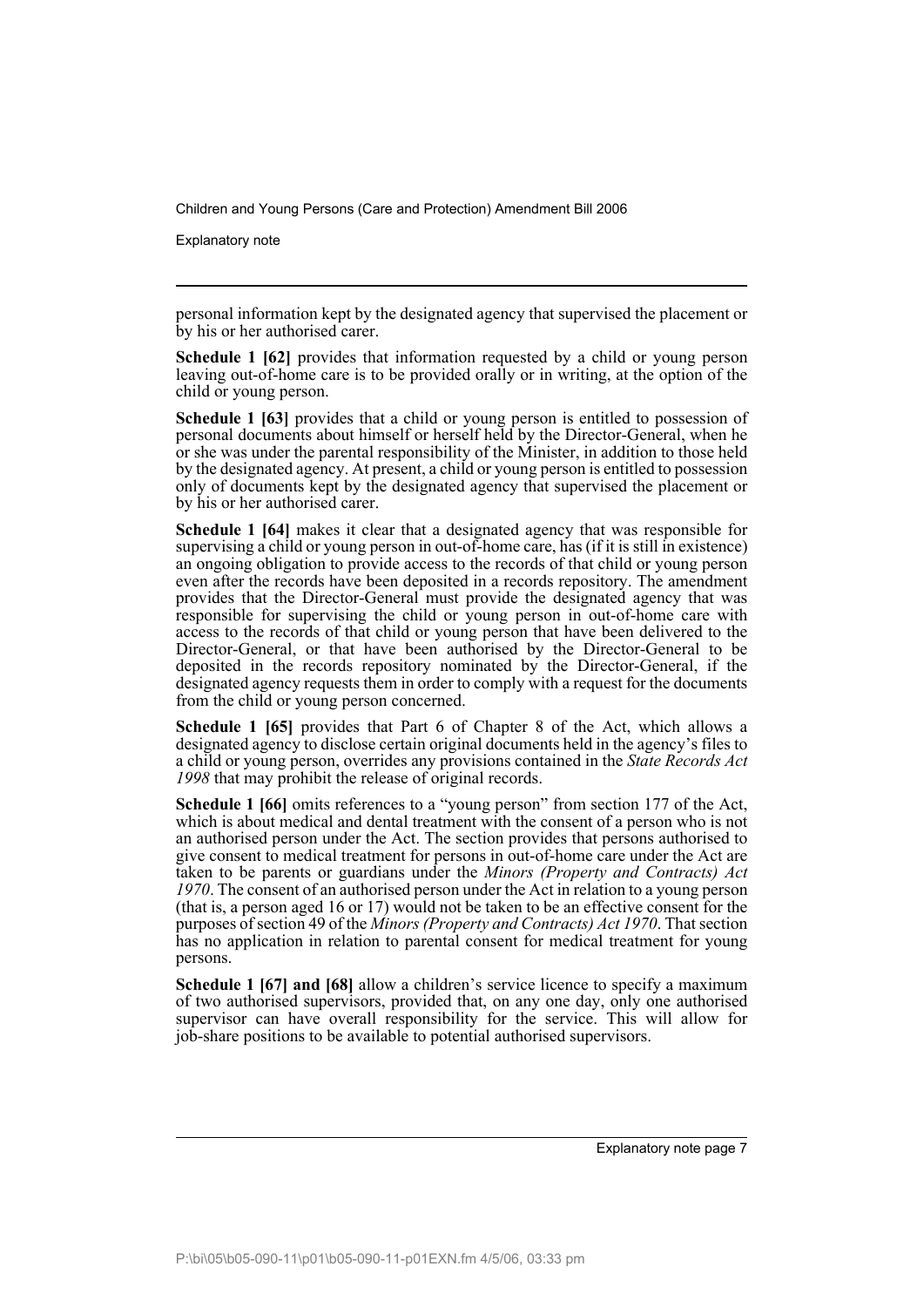personal information kept by the designated agency that supervised the placement or by his or her authorised carer.

**Schedule 1 [62]** provides that information requested by a child or young person leaving out-of-home care is to be provided orally or in writing, at the option of the child or young person.

**Schedule 1 [63]** provides that a child or young person is entitled to possession of personal documents about himself or herself held by the Director-General, when he or she was under the parental responsibility of the Minister, in addition to those held by the designated agency. At present, a child or young person is entitled to possession only of documents kept by the designated agency that supervised the placement or by his or her authorised carer.

**Schedule 1 [64]** makes it clear that a designated agency that was responsible for supervising a child or young person in out-of-home care, has (if it is still in existence) an ongoing obligation to provide access to the records of that child or young person even after the records have been deposited in a records repository. The amendment provides that the Director-General must provide the designated agency that was responsible for supervising the child or young person in out-of-home care with access to the records of that child or young person that have been delivered to the Director-General, or that have been authorised by the Director-General to be deposited in the records repository nominated by the Director-General, if the designated agency requests them in order to comply with a request for the documents from the child or young person concerned.

**Schedule 1 [65]** provides that Part 6 of Chapter 8 of the Act, which allows a designated agency to disclose certain original documents held in the agency's files to a child or young person, overrides any provisions contained in the *State Records Act 1998* that may prohibit the release of original records.

**Schedule 1 [66]** omits references to a "young person" from section 177 of the Act, which is about medical and dental treatment with the consent of a person who is not an authorised person under the Act. The section provides that persons authorised to give consent to medical treatment for persons in out-of-home care under the Act are taken to be parents or guardians under the *Minors (Property and Contracts) Act 1970*. The consent of an authorised person under the Act in relation to a young person (that is, a person aged 16 or 17) would not be taken to be an effective consent for the purposes of section 49 of the *Minors (Property and Contracts) Act 1970*. That section has no application in relation to parental consent for medical treatment for young persons.

**Schedule 1 [67] and [68]** allow a children's service licence to specify a maximum of two authorised supervisors, provided that, on any one day, only one authorised supervisor can have overall responsibility for the service. This will allow for job-share positions to be available to potential authorised supervisors.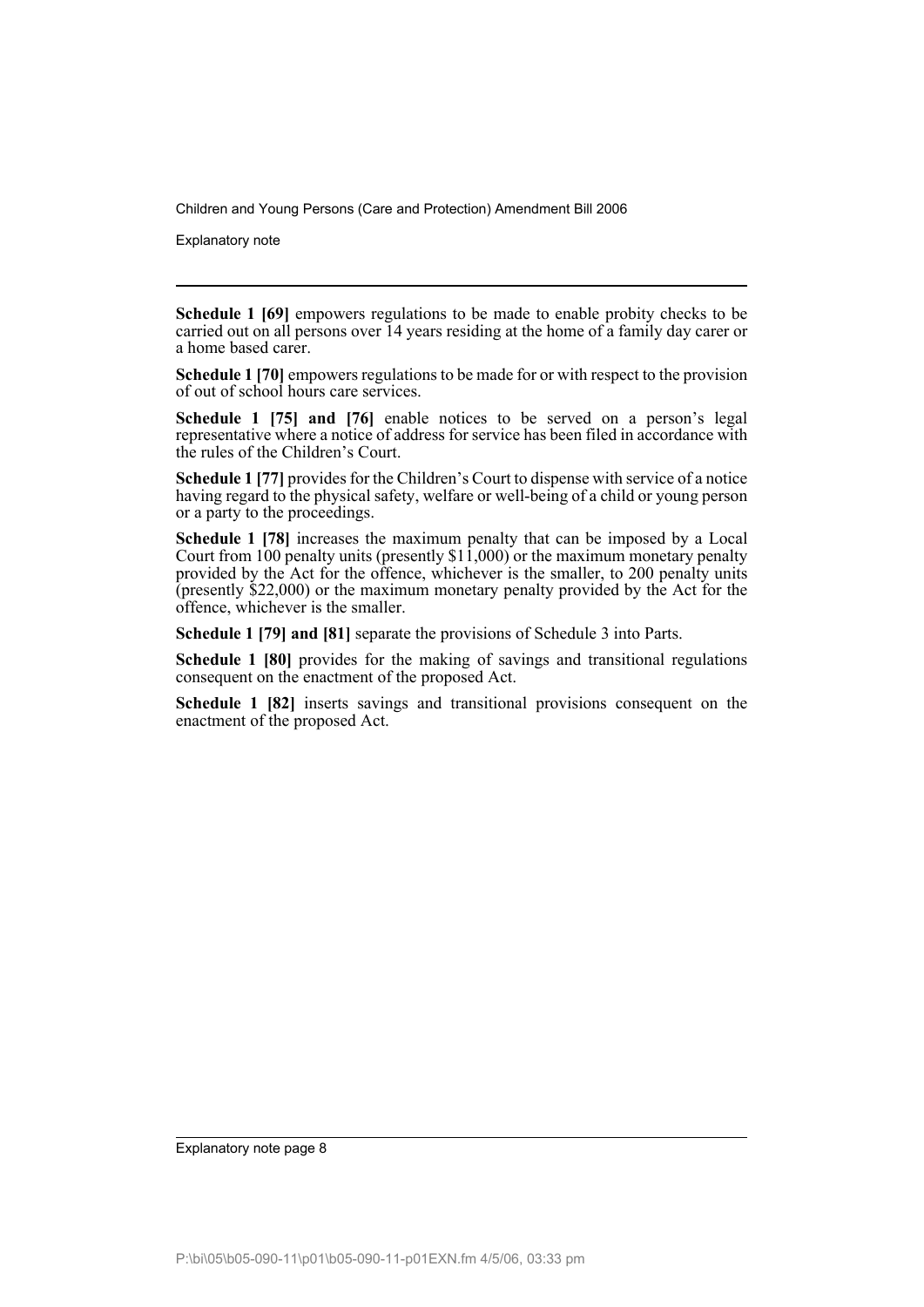**Schedule 1 [69]** empowers regulations to be made to enable probity checks to be carried out on all persons over 14 years residing at the home of a family day carer or a home based carer.

**Schedule 1 [70]** empowers regulations to be made for or with respect to the provision of out of school hours care services.

**Schedule 1 [75] and [76]** enable notices to be served on a person's legal representative where a notice of address for service has been filed in accordance with the rules of the Children's Court.

**Schedule 1 [77]** provides for the Children's Court to dispense with service of a notice having regard to the physical safety, welfare or well-being of a child or young person or a party to the proceedings.

**Schedule 1 [78]** increases the maximum penalty that can be imposed by a Local Court from 100 penalty units (presently $11,000) or the maximum monetary penalty provided by the Act for the offence, whichever is the smaller, to 200 penalty units (presently $22,000) or the maximum monetary penalty provided by the Act for the offence, whichever is the smaller.

**Schedule 1 [79] and [81]** separate the provisions of Schedule 3 into Parts.

**Schedule 1 [80]** provides for the making of savings and transitional regulations consequent on the enactment of the proposed Act.

**Schedule 1 [82]** inserts savings and transitional provisions consequent on the enactment of the proposed Act.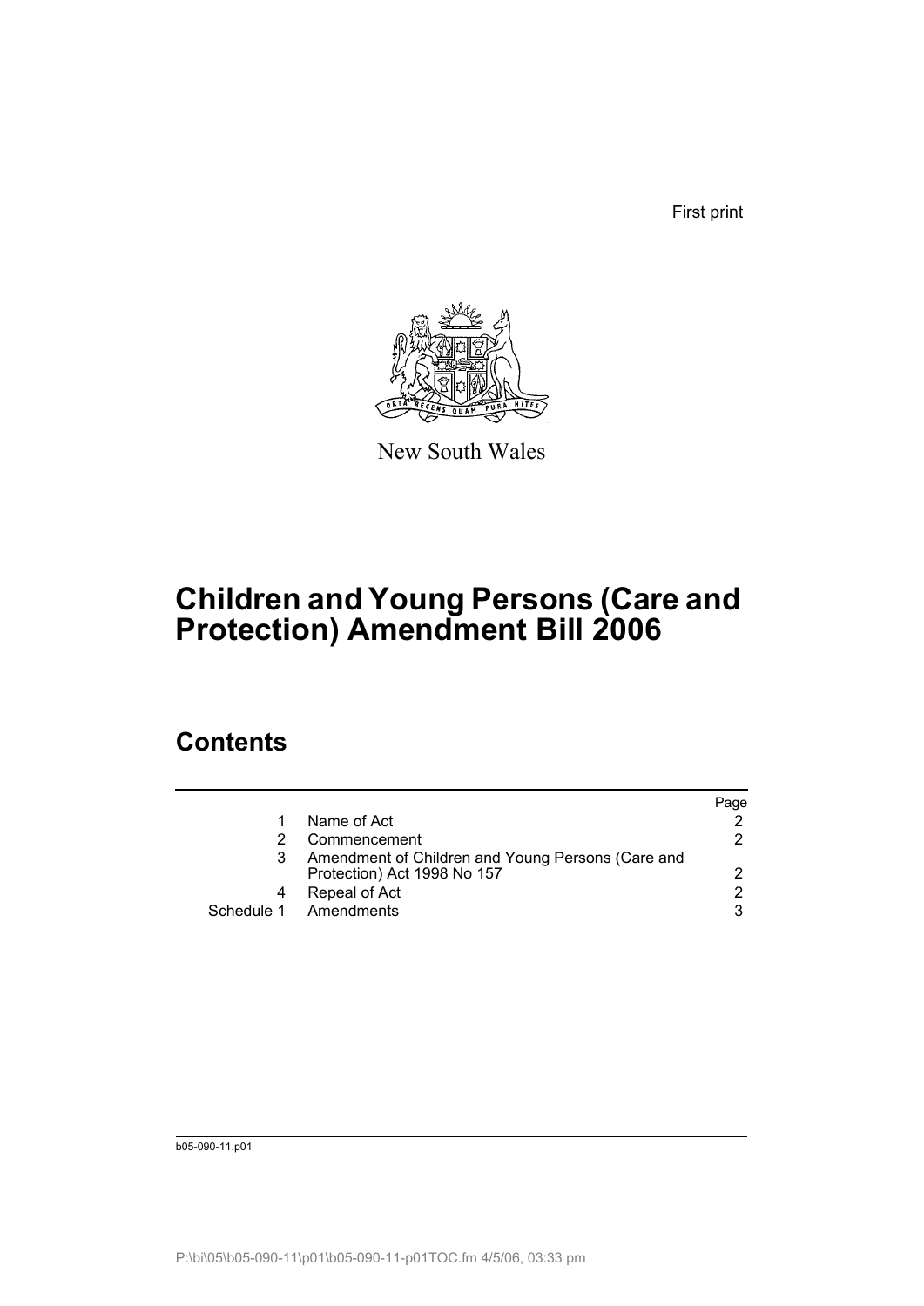First print

New South Wales

# Children and Young Persons (Care and Protection) Amendment Bill 2006

## Contents

| | | Page |
|---|---|---|
| 1 | Name of Act | 2 |
| 2 | Commencement | 2 |
| 3 | Amendment of Children and Young Persons (Care and Protection) Act 1998 No 157 | 2 |
| 4 | Repeal of Act | 2 |
| Schedule 1 | Amendments | 3 |

b05-090-11.p01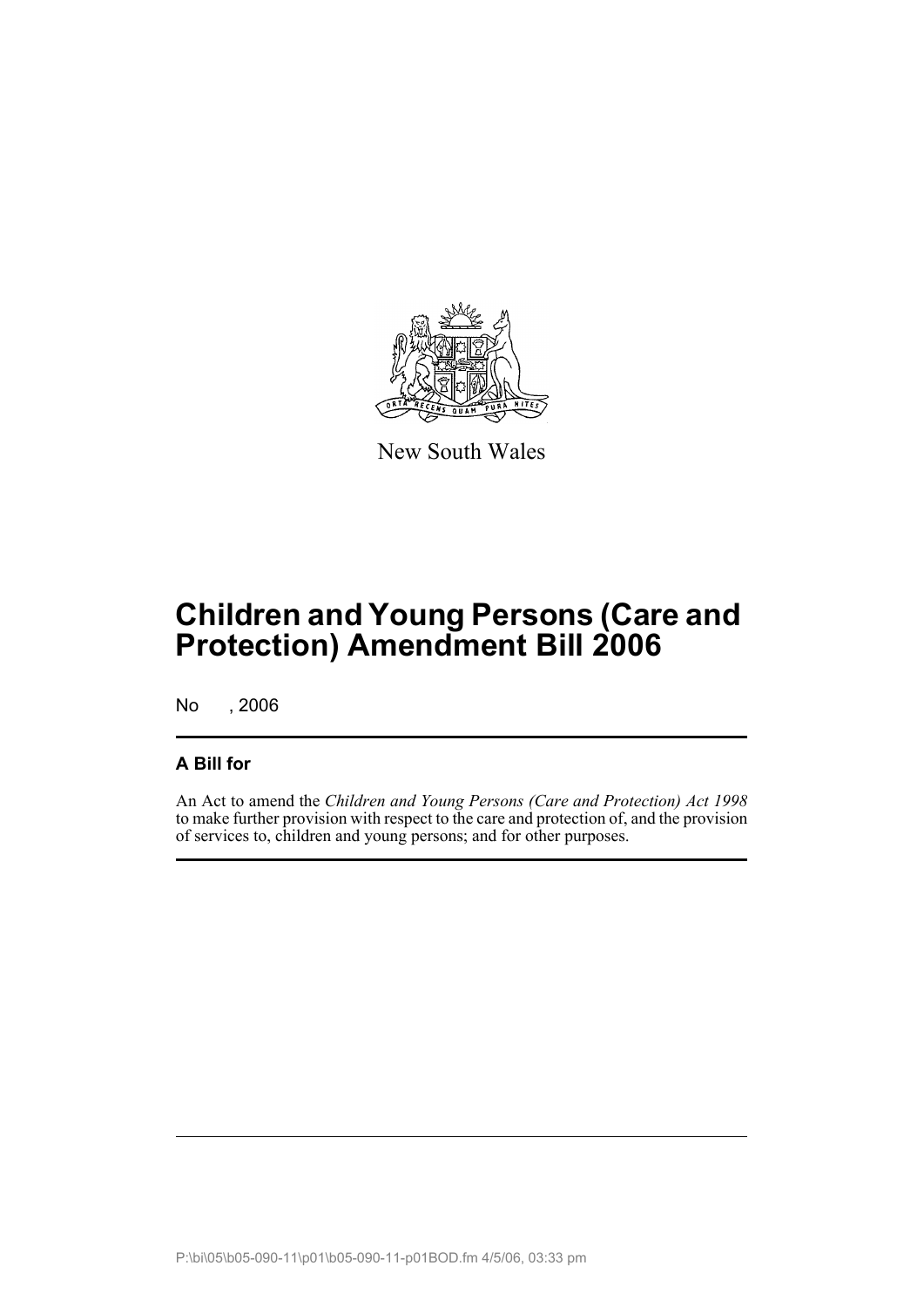New South Wales

# Children and Young Persons (Care and Protection) Amendment Bill 2006

No , 2006

## A Bill for

An Act to amend the *Children and Young Persons (Care and Protection) Act 1998* to make further provision with respect to the care and protection of, and the provision of services to, children and young persons; and for other purposes.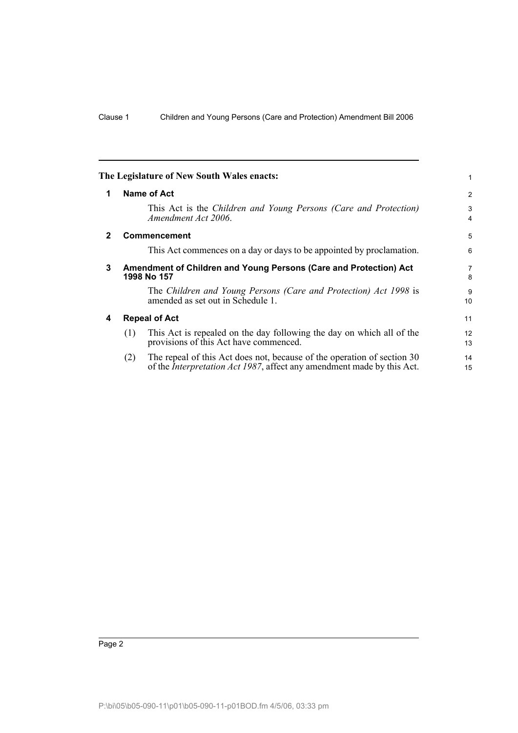**The Legislature of New South Wales enacts:**

## 1 Name of Act

This Act is the *Children and Young Persons (Care and Protection) Amendment Act 2006*.

## 2 Commencement

This Act commences on a day or days to be appointed by proclamation.

## 3 Amendment of Children and Young Persons (Care and Protection) Act 1998 No 157

The *Children and Young Persons (Care and Protection) Act 1998* is amended as set out in Schedule 1.

## 4 Repeal of Act

(1) This Act is repealed on the day following the day on which all of the provisions of this Act have commenced.

(2) The repeal of this Act does not, because of the operation of section 30 of the *Interpretation Act 1987*, affect any amendment made by this Act.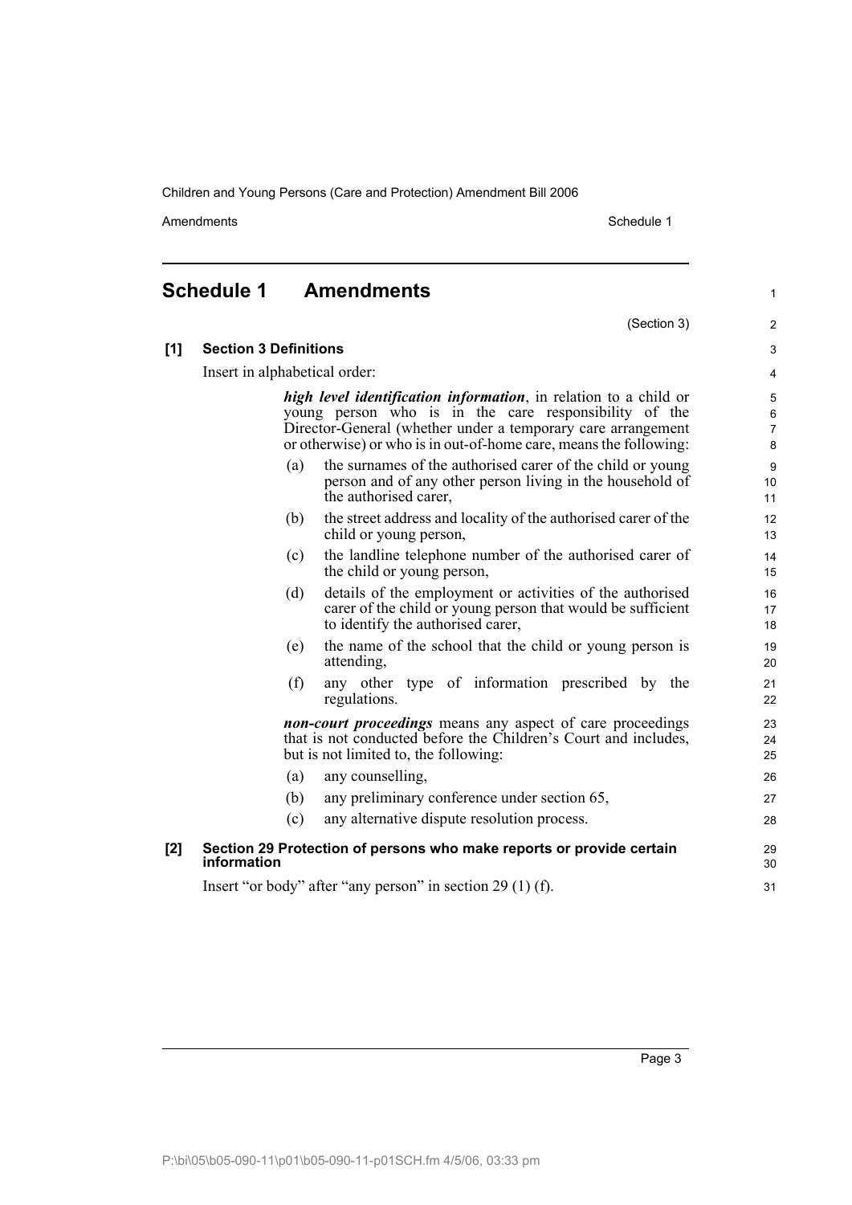# Schedule 1 Amendments

(Section 3)

**[1] Section 3 Definitions**

Insert in alphabetical order:

> ***high level identification information***, in relation to a child or young person who is in the care responsibility of the Director-General (whether under a temporary care arrangement or otherwise) or who is in out-of-home care, means the following:
>
> (a) the surnames of the authorised carer of the child or young person and of any other person living in the household of the authorised carer,
>
> (b) the street address and locality of the authorised carer of the child or young person,
>
> (c) the landline telephone number of the authorised carer of the child or young person,
>
> (d) details of the employment or activities of the authorised carer of the child or young person that would be sufficient to identify the authorised carer,
>
> (e) the name of the school that the child or young person is attending,
>
> (f) any other type of information prescribed by the regulations.
>
> ***non-court proceedings*** means any aspect of care proceedings that is not conducted before the Children's Court and includes, but is not limited to, the following:
>
> (a) any counselling,
>
> (b) any preliminary conference under section 65,
>
> (c) any alternative dispute resolution process.

**[2] Section 29 Protection of persons who make reports or provide certain information**

Insert "or body" after "any person" in section 29 (1) (f).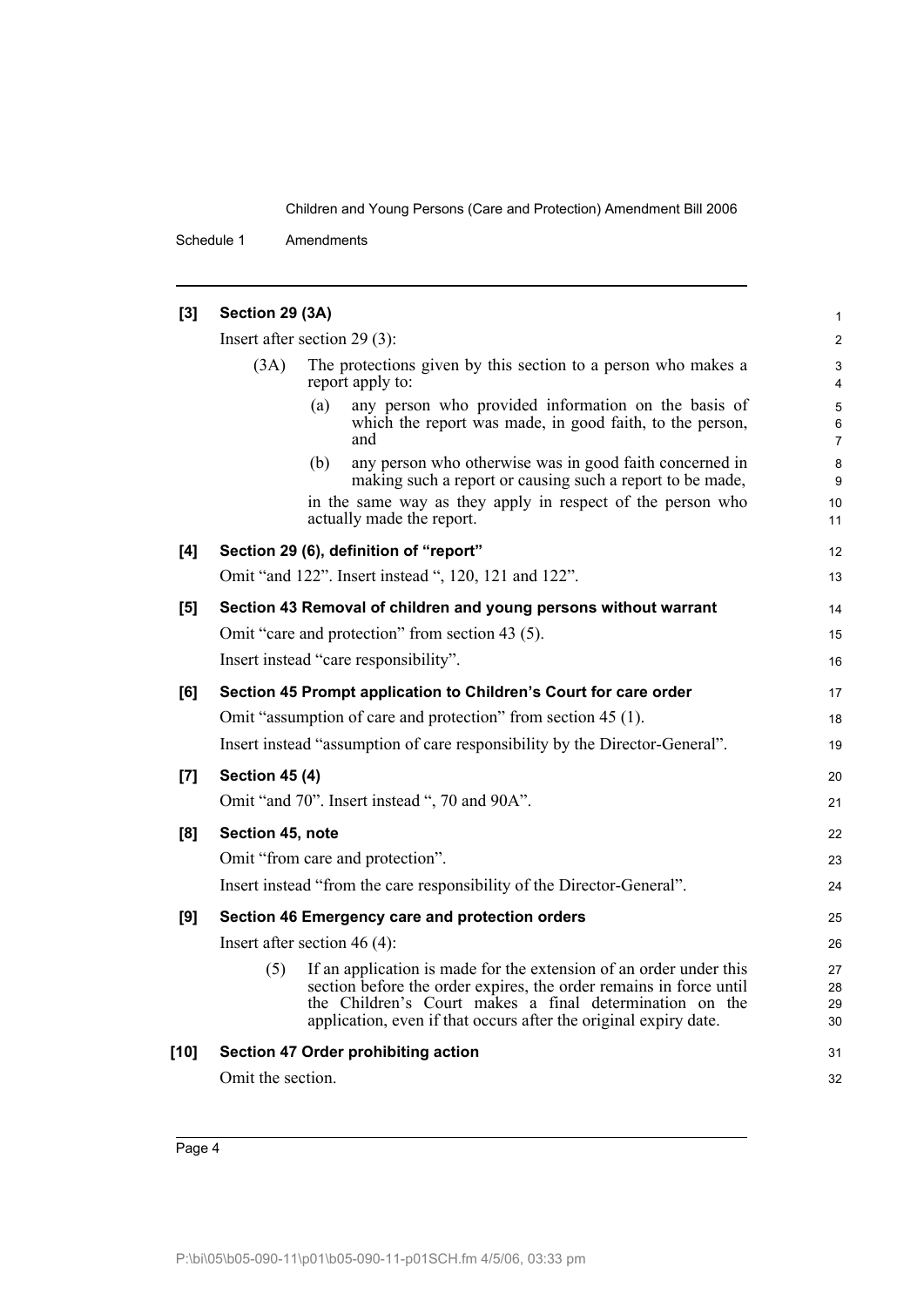**[3] Section 29 (3A)**

Insert after section 29 (3):

(3A) The protections given by this section to a person who makes a report apply to:

(a) any person who provided information on the basis of which the report was made, in good faith, to the person, and

(b) any person who otherwise was in good faith concerned in making such a report or causing such a report to be made,

in the same way as they apply in respect of the person who actually made the report.

**[4] Section 29 (6), definition of "report"**

Omit "and 122". Insert instead ", 120, 121 and 122".

**[5] Section 43 Removal of children and young persons without warrant**

Omit "care and protection" from section 43 (5).

Insert instead "care responsibility".

**[6] Section 45 Prompt application to Children's Court for care order**

Omit "assumption of care and protection" from section 45 (1).

Insert instead "assumption of care responsibility by the Director-General".

**[7] Section 45 (4)**

Omit "and 70". Insert instead ", 70 and 90A".

**[8] Section 45, note**

Omit "from care and protection".

Insert instead "from the care responsibility of the Director-General".

**[9] Section 46 Emergency care and protection orders**

Insert after section 46 (4):

(5) If an application is made for the extension of an order under this section before the order expires, the order remains in force until the Children's Court makes a final determination on the application, even if that occurs after the original expiry date.

**[10] Section 47 Order prohibiting action**

Omit the section.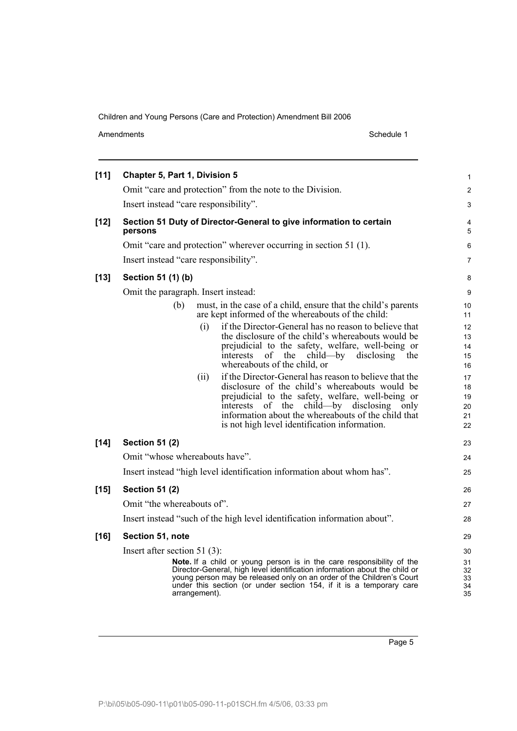**[11] Chapter 5, Part 1, Division 5**

Omit "care and protection" from the note to the Division.

Insert instead "care responsibility".

**[12] Section 51 Duty of Director-General to give information to certain persons**

Omit "care and protection" wherever occurring in section 51 (1).

Insert instead "care responsibility".

**[13] Section 51 (1) (b)**

Omit the paragraph. Insert instead:

> (b) must, in the case of a child, ensure that the child's parents are kept informed of the whereabouts of the child:
>
> > (i) if the Director-General has no reason to believe that the disclosure of the child's whereabouts would be prejudicial to the safety, welfare, well-being or interests of the child—by disclosing the whereabouts of the child, or
> >
> > (ii) if the Director-General has reason to believe that the disclosure of the child's whereabouts would be prejudicial to the safety, welfare, well-being or interests of the child—by disclosing only information about the whereabouts of the child that is not high level identification information.

**[14] Section 51 (2)**

Omit "whose whereabouts have".

Insert instead "high level identification information about whom has".

**[15] Section 51 (2)**

Omit "the whereabouts of".

Insert instead "such of the high level identification information about".

**[16] Section 51, note**

Insert after section 51 (3):

> **Note.** If a child or young person is in the care responsibility of the Director-General, high level identification information about the child or young person may be released only on an order of the Children's Court under this section (or under section 154, if it is a temporary care arrangement).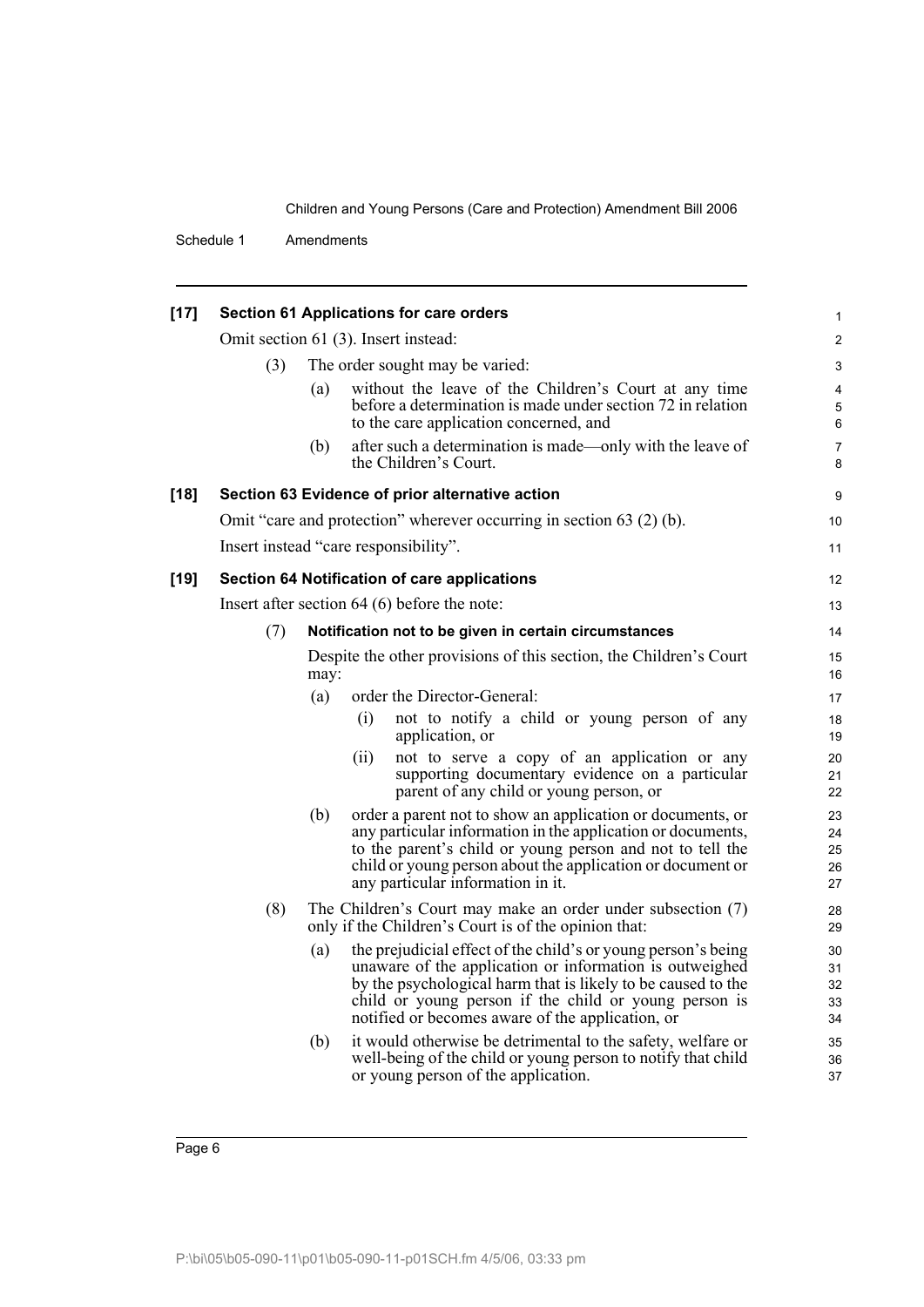**[17] Section 61 Applications for care orders**

Omit section 61 (3). Insert instead:

(3) The order sought may be varied:

(a) without the leave of the Children's Court at any time before a determination is made under section 72 in relation to the care application concerned, and

(b) after such a determination is made—only with the leave of the Children's Court.

**[18] Section 63 Evidence of prior alternative action**

Omit "care and protection" wherever occurring in section 63 (2) (b).

Insert instead "care responsibility".

**[19] Section 64 Notification of care applications**

Insert after section 64 (6) before the note:

(7) **Notification not to be given in certain circumstances**

Despite the other provisions of this section, the Children's Court may:

(a) order the Director-General:

(i) not to notify a child or young person of any application, or

(ii) not to serve a copy of an application or any supporting documentary evidence on a particular parent of any child or young person, or

(b) order a parent not to show an application or documents, or any particular information in the application or documents, to the parent's child or young person and not to tell the child or young person about the application or document or any particular information in it.

(8) The Children's Court may make an order under subsection (7) only if the Children's Court is of the opinion that:

(a) the prejudicial effect of the child's or young person's being unaware of the application or information is outweighed by the psychological harm that is likely to be caused to the child or young person if the child or young person is notified or becomes aware of the application, or

(b) it would otherwise be detrimental to the safety, welfare or well-being of the child or young person to notify that child or young person of the application.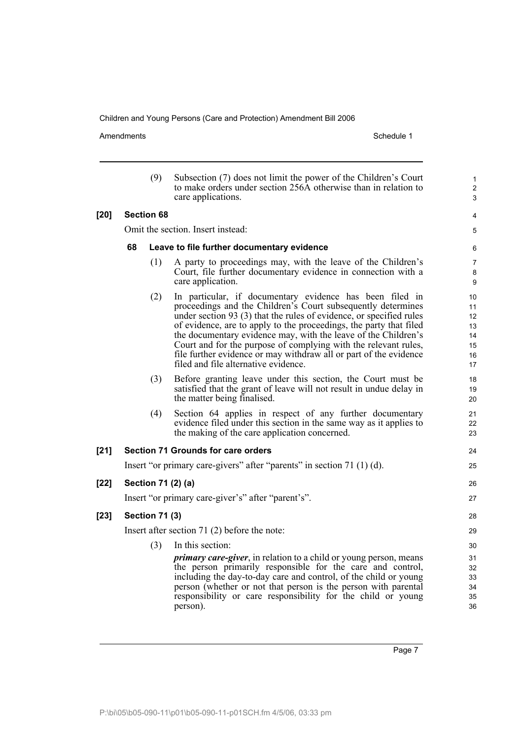(9) Subsection (7) does not limit the power of the Children's Court to make orders under section 256A otherwise than in relation to care applications.

**[20] Section 68**

Omit the section. Insert instead:

**68 Leave to file further documentary evidence**

(1) A party to proceedings may, with the leave of the Children's Court, file further documentary evidence in connection with a care application.

(2) In particular, if documentary evidence has been filed in proceedings and the Children's Court subsequently determines under section 93 (3) that the rules of evidence, or specified rules of evidence, are to apply to the proceedings, the party that filed the documentary evidence may, with the leave of the Children's Court and for the purpose of complying with the relevant rules, file further evidence or may withdraw all or part of the evidence filed and file alternative evidence.

(3) Before granting leave under this section, the Court must be satisfied that the grant of leave will not result in undue delay in the matter being finalised.

(4) Section 64 applies in respect of any further documentary evidence filed under this section in the same way as it applies to the making of the care application concerned.

**[21] Section 71 Grounds for care orders**

Insert "or primary care-givers" after "parents" in section 71 (1) (d).

**[22] Section 71 (2) (a)**

Insert "or primary care-giver's" after "parent's".

**[23] Section 71 (3)**

Insert after section 71 (2) before the note:

(3) In this section:

***primary care-giver***, in relation to a child or young person, means the person primarily responsible for the care and control, including the day-to-day care and control, of the child or young person (whether or not that person is the person with parental responsibility or care responsibility for the child or young person).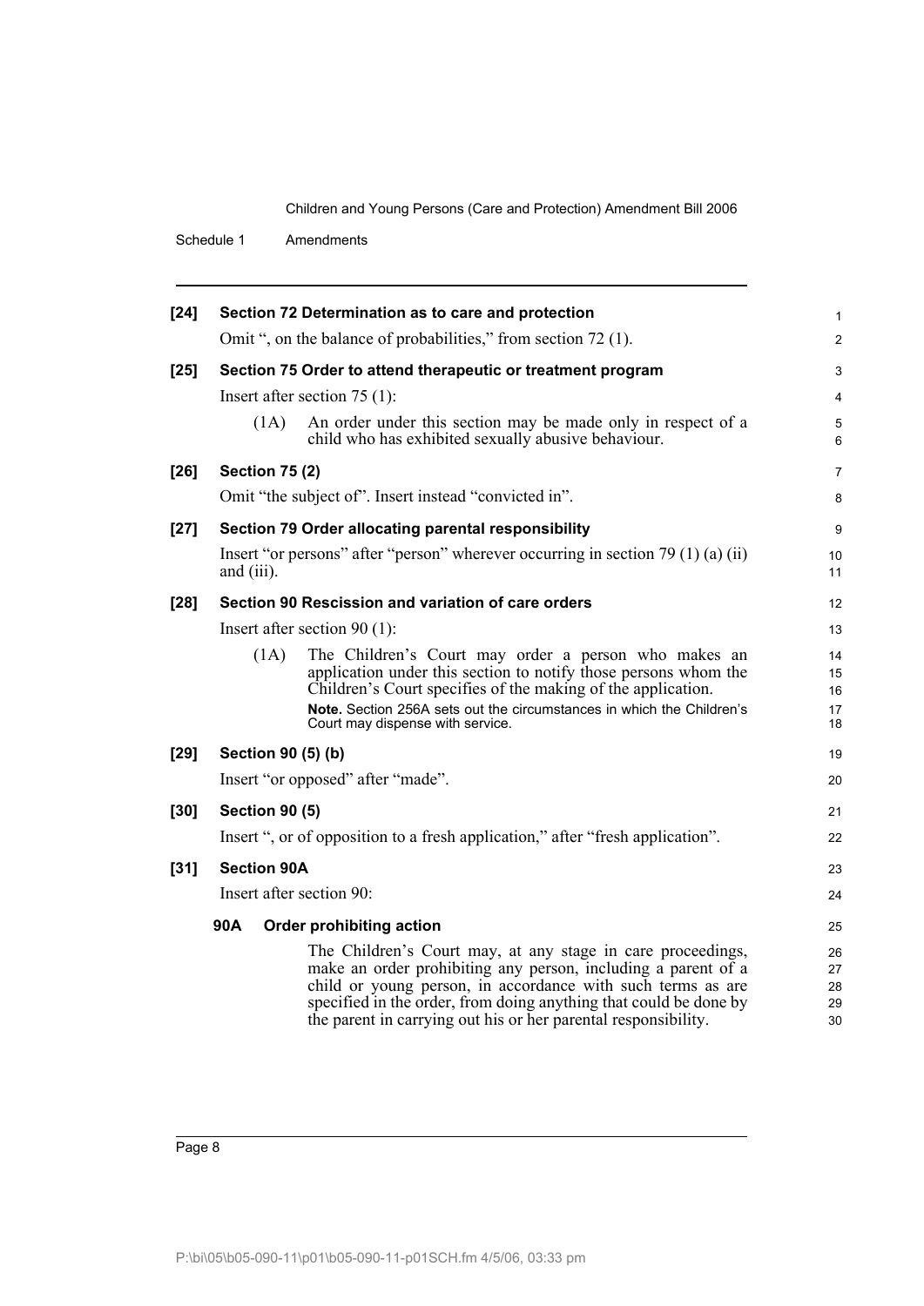**[24] Section 72 Determination as to care and protection**

Omit ", on the balance of probabilities," from section 72 (1).

**[25] Section 75 Order to attend therapeutic or treatment program**

Insert after section 75 (1):

(1A) An order under this section may be made only in respect of a child who has exhibited sexually abusive behaviour.

**[26] Section 75 (2)**

Omit "the subject of". Insert instead "convicted in".

**[27] Section 79 Order allocating parental responsibility**

Insert "or persons" after "person" wherever occurring in section 79 (1) (a) (ii) and (iii).

**[28] Section 90 Rescission and variation of care orders**

Insert after section 90 (1):

(1A) The Children's Court may order a person who makes an application under this section to notify those persons whom the Children's Court specifies of the making of the application.

**Note.** Section 256A sets out the circumstances in which the Children's Court may dispense with service.

**[29] Section 90 (5) (b)**

Insert "or opposed" after "made".

**[30] Section 90 (5)**

Insert ", or of opposition to a fresh application," after "fresh application".

**[31] Section 90A**

Insert after section 90:

**90A Order prohibiting action**

The Children's Court may, at any stage in care proceedings, make an order prohibiting any person, including a parent of a child or young person, in accordance with such terms as are specified in the order, from doing anything that could be done by the parent in carrying out his or her parental responsibility.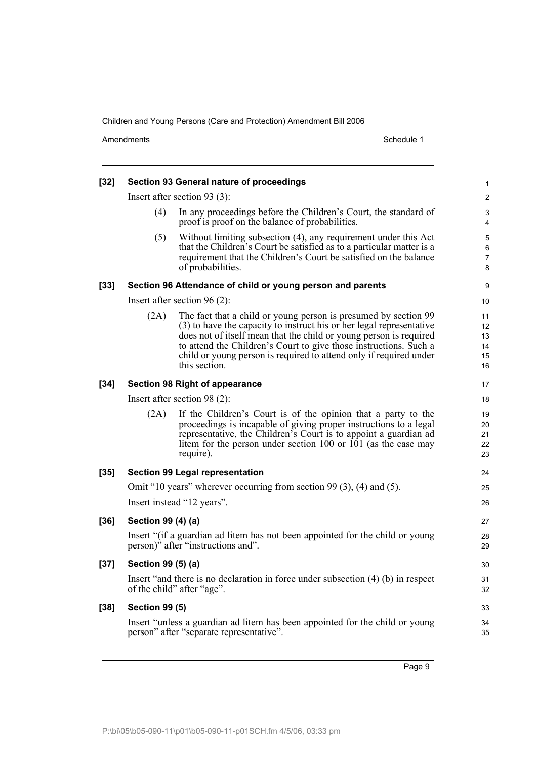**[32] Section 93 General nature of proceedings**

Insert after section 93 (3):

(4) In any proceedings before the Children's Court, the standard of proof is proof on the balance of probabilities.

(5) Without limiting subsection (4), any requirement under this Act that the Children's Court be satisfied as to a particular matter is a requirement that the Children's Court be satisfied on the balance of probabilities.

**[33] Section 96 Attendance of child or young person and parents**

Insert after section 96 (2):

(2A) The fact that a child or young person is presumed by section 99 (3) to have the capacity to instruct his or her legal representative does not of itself mean that the child or young person is required to attend the Children's Court to give those instructions. Such a child or young person is required to attend only if required under this section.

**[34] Section 98 Right of appearance**

Insert after section 98 (2):

(2A) If the Children's Court is of the opinion that a party to the proceedings is incapable of giving proper instructions to a legal representative, the Children's Court is to appoint a guardian ad litem for the person under section 100 or 101 (as the case may require).

**[35] Section 99 Legal representation**

Omit "10 years" wherever occurring from section 99 (3), (4) and (5).

Insert instead "12 years".

**[36] Section 99 (4) (a)**

Insert "(if a guardian ad litem has not been appointed for the child or young person)" after "instructions and".

**[37] Section 99 (5) (a)**

Insert "and there is no declaration in force under subsection (4) (b) in respect of the child" after "age".

**[38] Section 99 (5)**

Insert "unless a guardian ad litem has been appointed for the child or young person" after "separate representative".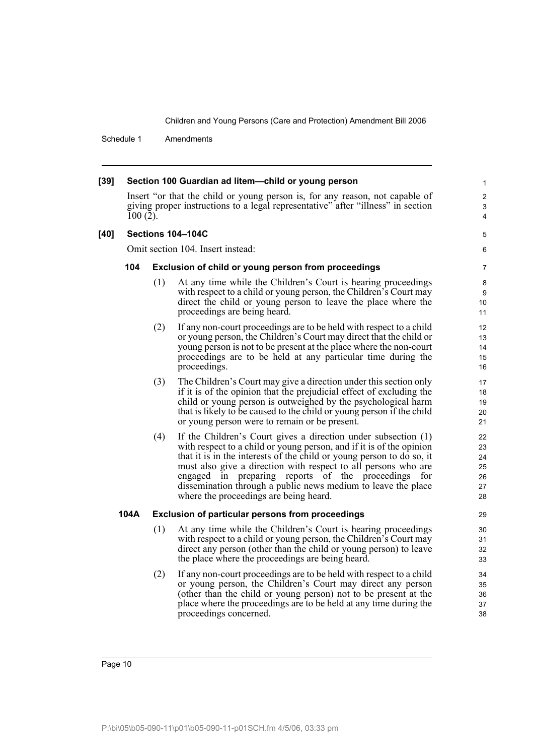**[39] Section 100 Guardian ad litem—child or young person**

Insert "or that the child or young person is, for any reason, not capable of giving proper instructions to a legal representative" after "illness" in section 100 (2).

**[40] Sections 104–104C**

Omit section 104. Insert instead:

**104 Exclusion of child or young person from proceedings**

(1) At any time while the Children's Court is hearing proceedings with respect to a child or young person, the Children's Court may direct the child or young person to leave the place where the proceedings are being heard.

(2) If any non-court proceedings are to be held with respect to a child or young person, the Children's Court may direct that the child or young person is not to be present at the place where the non-court proceedings are to be held at any particular time during the proceedings.

(3) The Children's Court may give a direction under this section only if it is of the opinion that the prejudicial effect of excluding the child or young person is outweighed by the psychological harm that is likely to be caused to the child or young person if the child or young person were to remain or be present.

(4) If the Children's Court gives a direction under subsection (1) with respect to a child or young person, and if it is of the opinion that it is in the interests of the child or young person to do so, it must also give a direction with respect to all persons who are engaged in preparing reports of the proceedings for dissemination through a public news medium to leave the place where the proceedings are being heard.

**104A Exclusion of particular persons from proceedings**

(1) At any time while the Children's Court is hearing proceedings with respect to a child or young person, the Children's Court may direct any person (other than the child or young person) to leave the place where the proceedings are being heard.

(2) If any non-court proceedings are to be held with respect to a child or young person, the Children's Court may direct any person (other than the child or young person) not to be present at the place where the proceedings are to be held at any time during the proceedings concerned.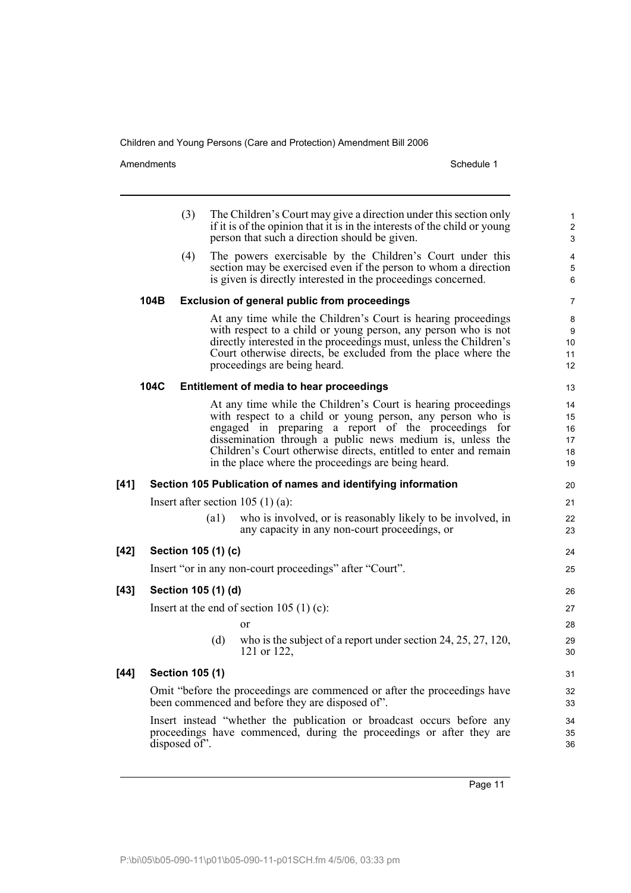(3) The Children's Court may give a direction under this section only if it is of the opinion that it is in the interests of the child or young person that such a direction should be given.

(4) The powers exercisable by the Children's Court under this section may be exercised even if the person to whom a direction is given is directly interested in the proceedings concerned.

**104B Exclusion of general public from proceedings**

At any time while the Children's Court is hearing proceedings with respect to a child or young person, any person who is not directly interested in the proceedings must, unless the Children's Court otherwise directs, be excluded from the place where the proceedings are being heard.

**104C Entitlement of media to hear proceedings**

At any time while the Children's Court is hearing proceedings with respect to a child or young person, any person who is engaged in preparing a report of the proceedings for dissemination through a public news medium is, unless the Children's Court otherwise directs, entitled to enter and remain in the place where the proceedings are being heard.

**[41] Section 105 Publication of names and identifying information**

Insert after section 105 (1) (a):

(a1) who is involved, or is reasonably likely to be involved, in any capacity in any non-court proceedings, or

**[42] Section 105 (1) (c)**

Insert "or in any non-court proceedings" after "Court".

**[43] Section 105 (1) (d)**

Insert at the end of section 105 (1) (c):

or

(d) who is the subject of a report under section 24, 25, 27, 120, 121 or 122,

**[44] Section 105 (1)**

Omit "before the proceedings are commenced or after the proceedings have been commenced and before they are disposed of".

Insert instead "whether the publication or broadcast occurs before any proceedings have commenced, during the proceedings or after they are disposed of".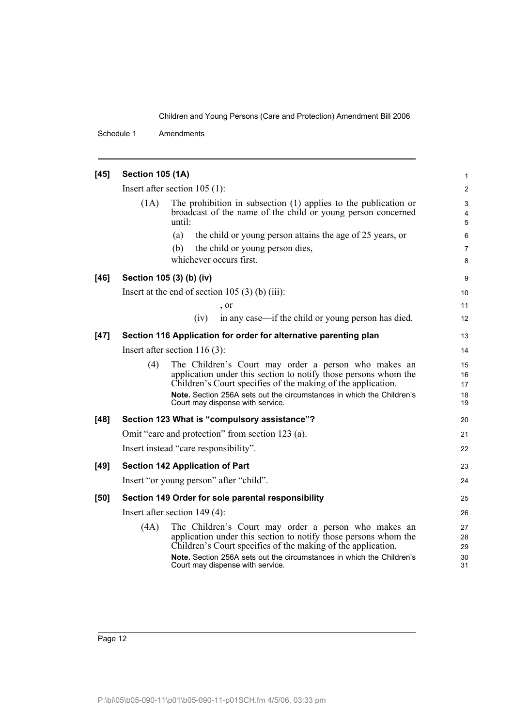**[45] Section 105 (1A)**

Insert after section 105 (1):

(1A) The prohibition in subsection (1) applies to the publication or broadcast of the name of the child or young person concerned until:

(a) the child or young person attains the age of 25 years, or

(b) the child or young person dies,

whichever occurs first.

**[46] Section 105 (3) (b) (iv)**

Insert at the end of section 105 (3) (b) (iii):

, or

(iv) in any case—if the child or young person has died.

**[47] Section 116 Application for order for alternative parenting plan**

Insert after section 116 (3):

(4) The Children's Court may order a person who makes an application under this section to notify those persons whom the Children's Court specifies of the making of the application.

**Note.** Section 256A sets out the circumstances in which the Children's Court may dispense with service.

**[48] Section 123 What is "compulsory assistance"?**

Omit "care and protection" from section 123 (a).

Insert instead "care responsibility".

**[49] Section 142 Application of Part**

Insert "or young person" after "child".

**[50] Section 149 Order for sole parental responsibility**

Insert after section 149 (4):

(4A) The Children's Court may order a person who makes an application under this section to notify those persons whom the Children's Court specifies of the making of the application.

**Note.** Section 256A sets out the circumstances in which the Children's Court may dispense with service.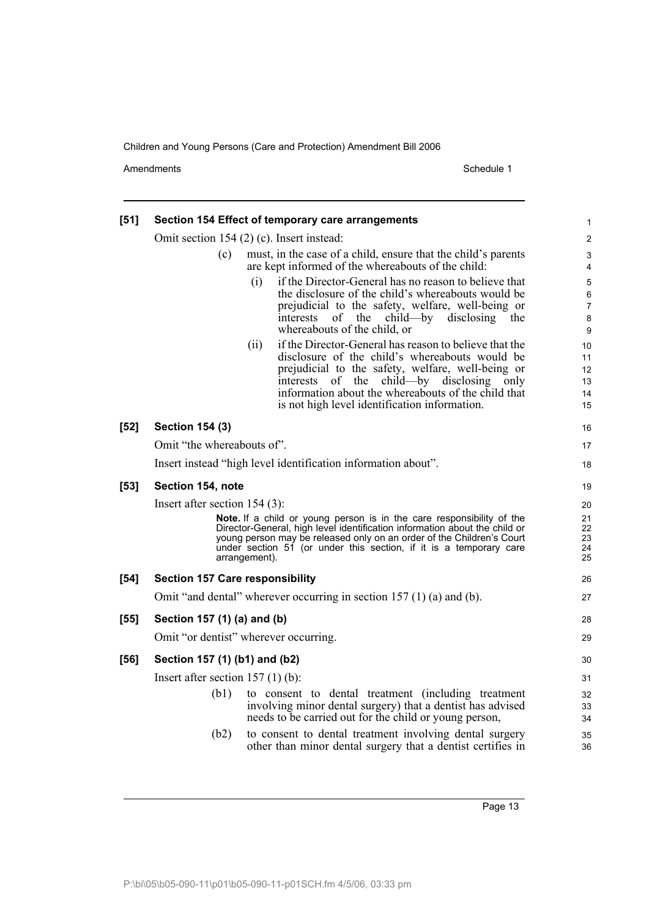**[51] Section 154 Effect of temporary care arrangements**

Omit section 154 (2) (c). Insert instead:

(c) must, in the case of a child, ensure that the child's parents are kept informed of the whereabouts of the child:

(i) if the Director-General has no reason to believe that the disclosure of the child's whereabouts would be prejudicial to the safety, welfare, well-being or interests of the child—by disclosing the whereabouts of the child, or

(ii) if the Director-General has reason to believe that the disclosure of the child's whereabouts would be prejudicial to the safety, welfare, well-being or interests of the child—by disclosing only information about the whereabouts of the child that is not high level identification information.

**[52] Section 154 (3)**

Omit "the whereabouts of".

Insert instead "high level identification information about".

**[53] Section 154, note**

Insert after section 154 (3):

**Note.** If a child or young person is in the care responsibility of the Director-General, high level identification information about the child or young person may be released only on an order of the Children's Court under section 51 (or under this section, if it is a temporary care arrangement).

**[54] Section 157 Care responsibility**

Omit "and dental" wherever occurring in section 157 (1) (a) and (b).

**[55] Section 157 (1) (a) and (b)**

Omit "or dentist" wherever occurring.

**[56] Section 157 (1) (b1) and (b2)**

Insert after section 157 (1) (b):

(b1) to consent to dental treatment (including treatment involving minor dental surgery) that a dentist has advised needs to be carried out for the child or young person,

(b2) to consent to dental treatment involving dental surgery other than minor dental surgery that a dentist certifies in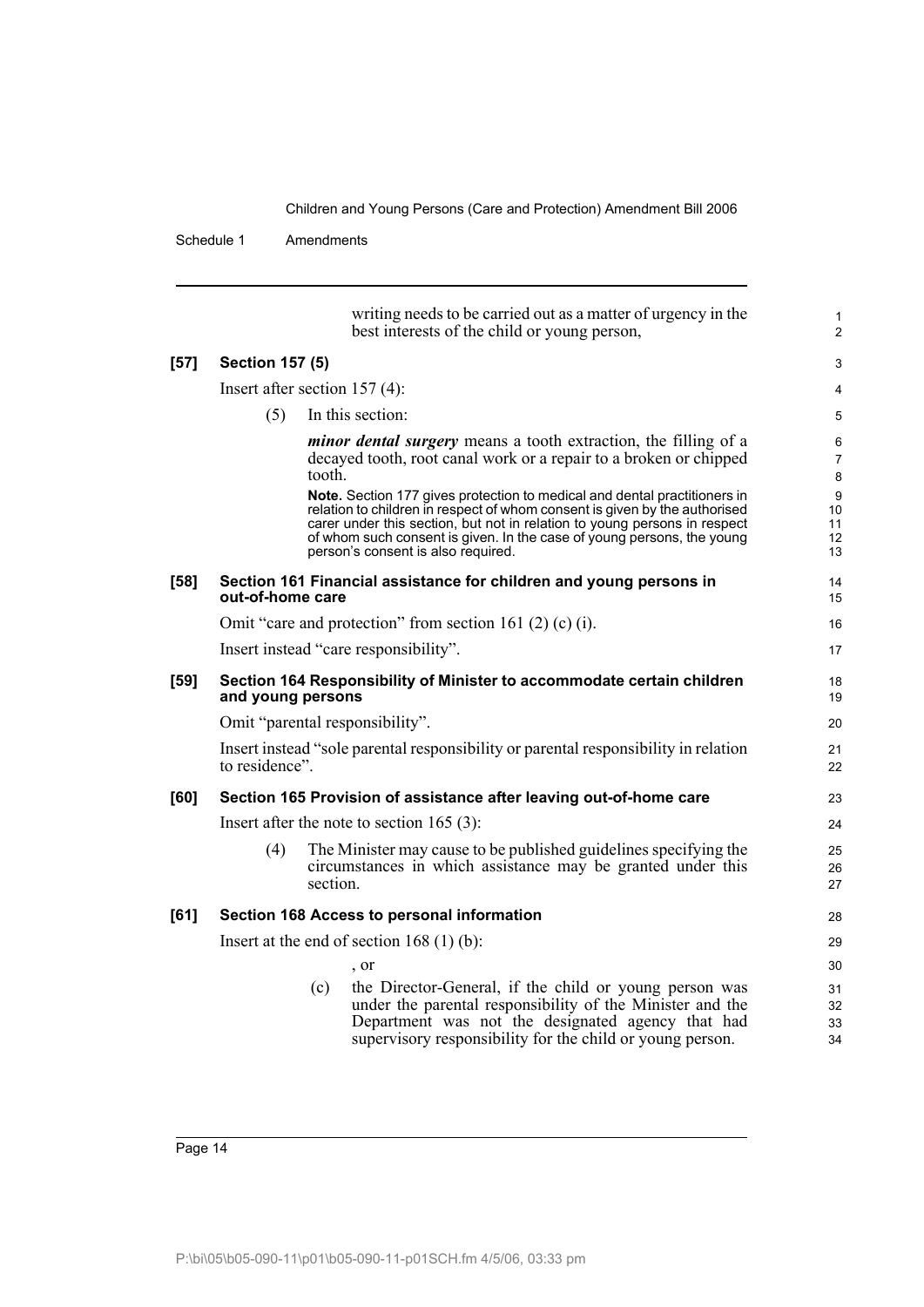writing needs to be carried out as a matter of urgency in the best interests of the child or young person,

**[57] Section 157 (5)**

Insert after section 157 (4):

(5) In this section:

***minor dental surgery*** means a tooth extraction, the filling of a decayed tooth, root canal work or a repair to a broken or chipped tooth.

**Note.** Section 177 gives protection to medical and dental practitioners in relation to children in respect of whom consent is given by the authorised carer under this section, but not in relation to young persons in respect of whom such consent is given. In the case of young persons, the young person's consent is also required.

**[58] Section 161 Financial assistance for children and young persons in out-of-home care**

Omit "care and protection" from section 161 (2) (c) (i).

Insert instead "care responsibility".

**[59] Section 164 Responsibility of Minister to accommodate certain children and young persons**

Omit "parental responsibility".

Insert instead "sole parental responsibility or parental responsibility in relation to residence".

**[60] Section 165 Provision of assistance after leaving out-of-home care**

Insert after the note to section 165 (3):

(4) The Minister may cause to be published guidelines specifying the circumstances in which assistance may be granted under this section.

**[61] Section 168 Access to personal information**

Insert at the end of section 168 (1) (b):

, or

(c) the Director-General, if the child or young person was under the parental responsibility of the Minister and the Department was not the designated agency that had supervisory responsibility for the child or young person.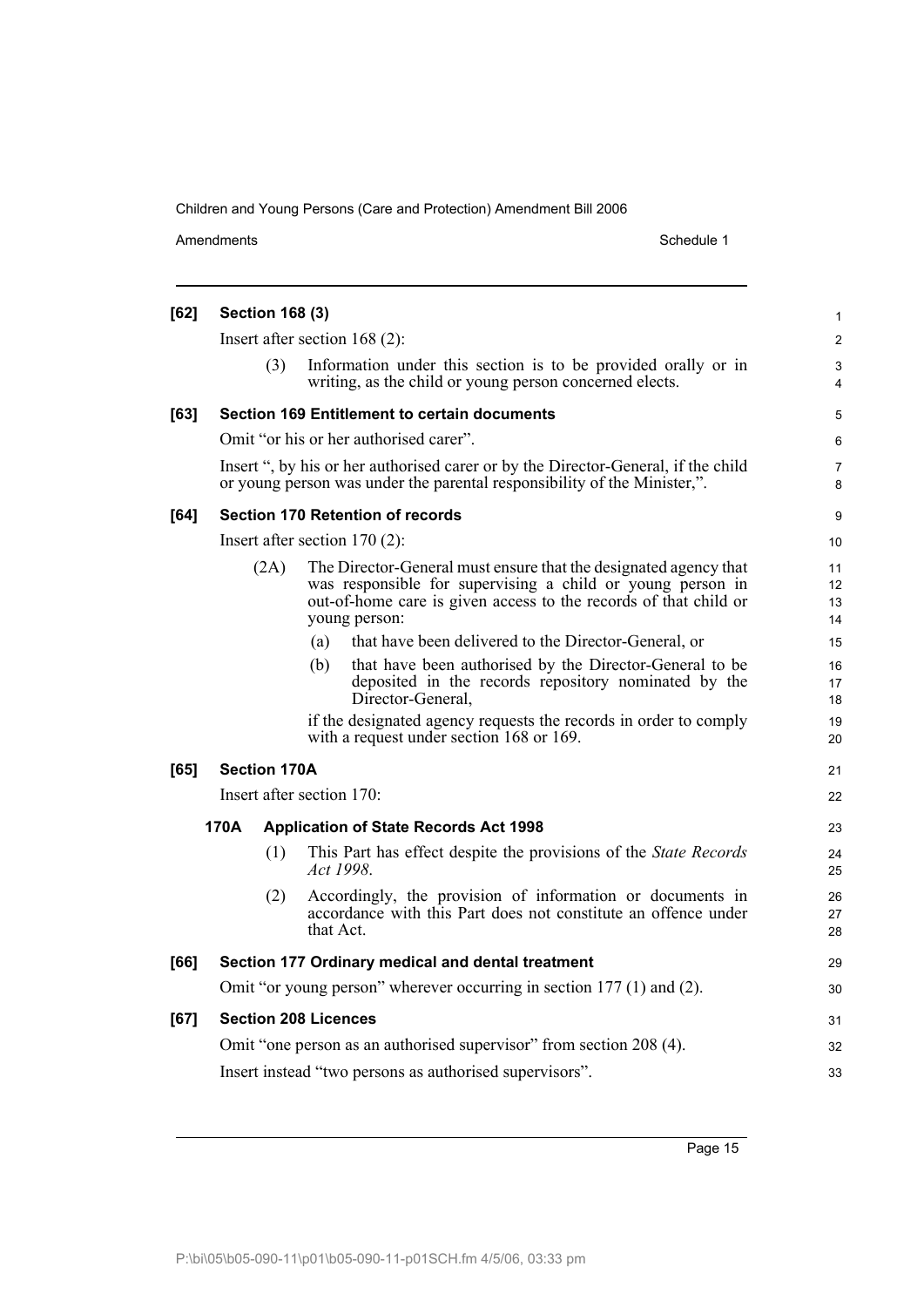**[62] Section 168 (3)**

Insert after section 168 (2):

(3) Information under this section is to be provided orally or in writing, as the child or young person concerned elects.

**[63] Section 169 Entitlement to certain documents**

Omit "or his or her authorised carer".

Insert ", by his or her authorised carer or by the Director-General, if the child or young person was under the parental responsibility of the Minister,".

**[64] Section 170 Retention of records**

Insert after section 170 (2):

(2A) The Director-General must ensure that the designated agency that was responsible for supervising a child or young person in out-of-home care is given access to the records of that child or young person:

(a) that have been delivered to the Director-General, or

(b) that have been authorised by the Director-General to be deposited in the records repository nominated by the Director-General,

if the designated agency requests the records in order to comply with a request under section 168 or 169.

**[65] Section 170A**

Insert after section 170:

**170A Application of State Records Act 1998**

(1) This Part has effect despite the provisions of the *State Records Act 1998*.

(2) Accordingly, the provision of information or documents in accordance with this Part does not constitute an offence under that Act.

**[66] Section 177 Ordinary medical and dental treatment**

Omit "or young person" wherever occurring in section 177 (1) and (2).

**[67] Section 208 Licences**

Omit "one person as an authorised supervisor" from section 208 (4).

Insert instead "two persons as authorised supervisors".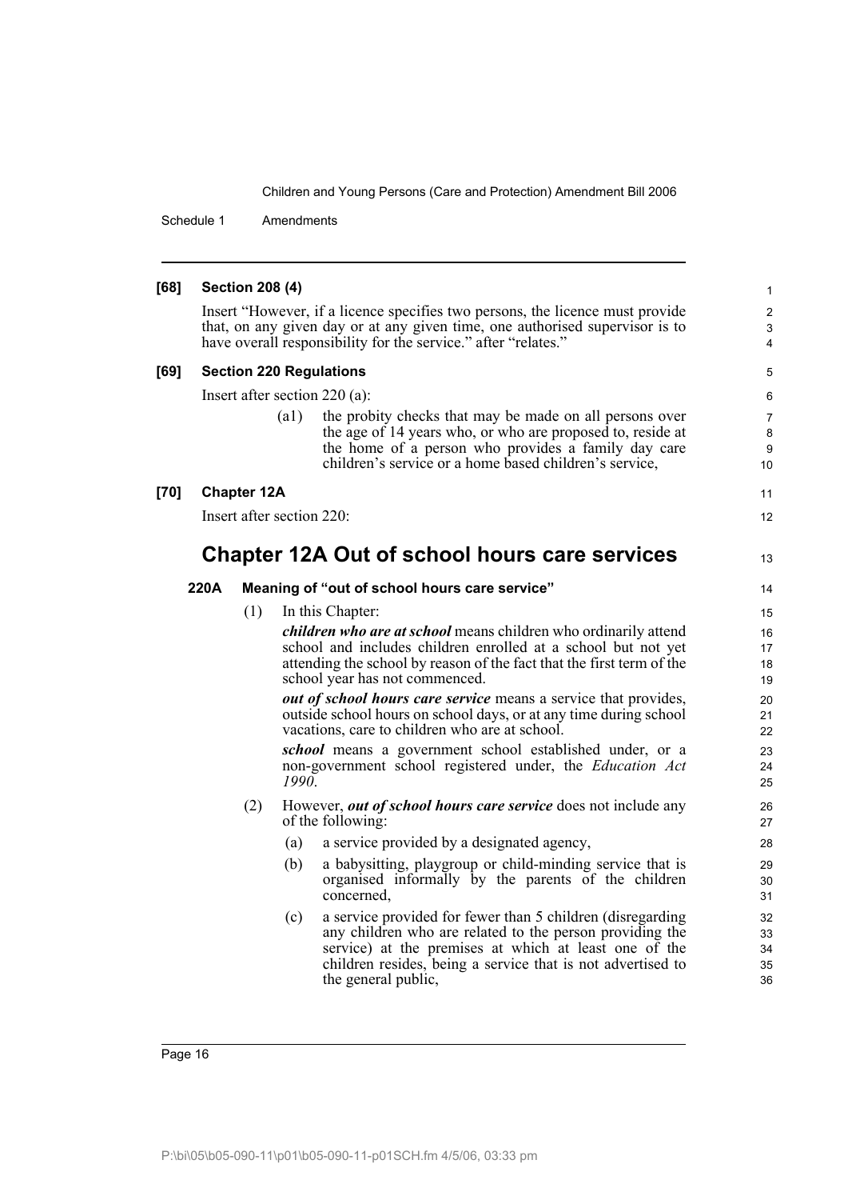**[68] Section 208 (4)**

Insert "However, if a licence specifies two persons, the licence must provide that, on any given day or at any given time, one authorised supervisor is to have overall responsibility for the service." after "relates."

**[69] Section 220 Regulations**

Insert after section 220 (a):

(a1) the probity checks that may be made on all persons over the age of 14 years who, or who are proposed to, reside at the home of a person who provides a family day care children's service or a home based children's service,

**[70] Chapter 12A**

Insert after section 220:

# Chapter 12A Out of school hours care services

### 220A Meaning of "out of school hours care service"

(1) In this Chapter:

***children who are at school*** means children who ordinarily attend school and includes children enrolled at a school but not yet attending the school by reason of the fact that the first term of the school year has not commenced.

***out of school hours care service*** means a service that provides, outside school hours on school days, or at any time during school vacations, care to children who are at school.

***school*** means a government school established under, or a non-government school registered under, the *Education Act 1990*.

(2) However, ***out of school hours care service*** does not include any of the following:

(a) a service provided by a designated agency,

(b) a babysitting, playgroup or child-minding service that is organised informally by the parents of the children concerned,

(c) a service provided for fewer than 5 children (disregarding any children who are related to the person providing the service) at the premises at which at least one of the children resides, being a service that is not advertised to the general public,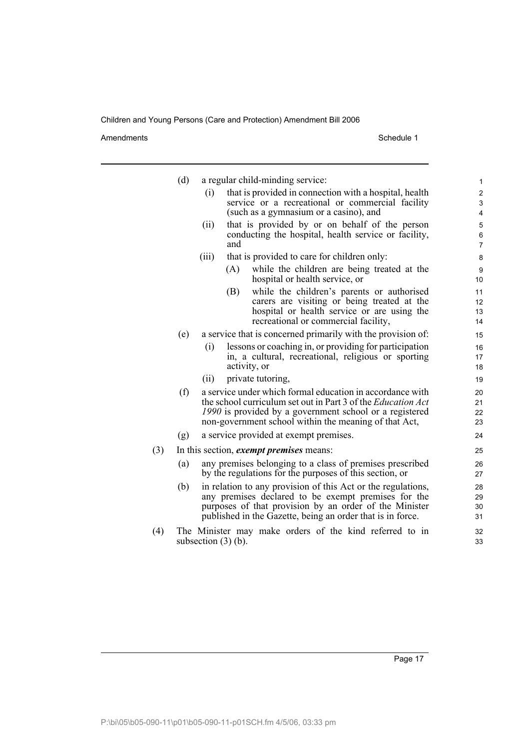(d) a regular child-minding service:

  (i) that is provided in connection with a hospital, health service or a recreational or commercial facility (such as a gymnasium or a casino), and

  (ii) that is provided by or on behalf of the person conducting the hospital, health service or facility, and

  (iii) that is provided to care for children only:

    (A) while the children are being treated at the hospital or health service, or

    (B) while the children's parents or authorised carers are visiting or being treated at the hospital or health service or are using the recreational or commercial facility,

(e) a service that is concerned primarily with the provision of:

  (i) lessons or coaching in, or providing for participation in, a cultural, recreational, religious or sporting activity, or

  (ii) private tutoring,

(f) a service under which formal education in accordance with the school curriculum set out in Part 3 of the *Education Act 1990* is provided by a government school or a registered non-government school within the meaning of that Act,

(g) a service provided at exempt premises.

(3) In this section, ***exempt premises*** means:

(a) any premises belonging to a class of premises prescribed by the regulations for the purposes of this section, or

(b) in relation to any provision of this Act or the regulations, any premises declared to be exempt premises for the purposes of that provision by an order of the Minister published in the Gazette, being an order that is in force.

(4) The Minister may make orders of the kind referred to in subsection (3) (b).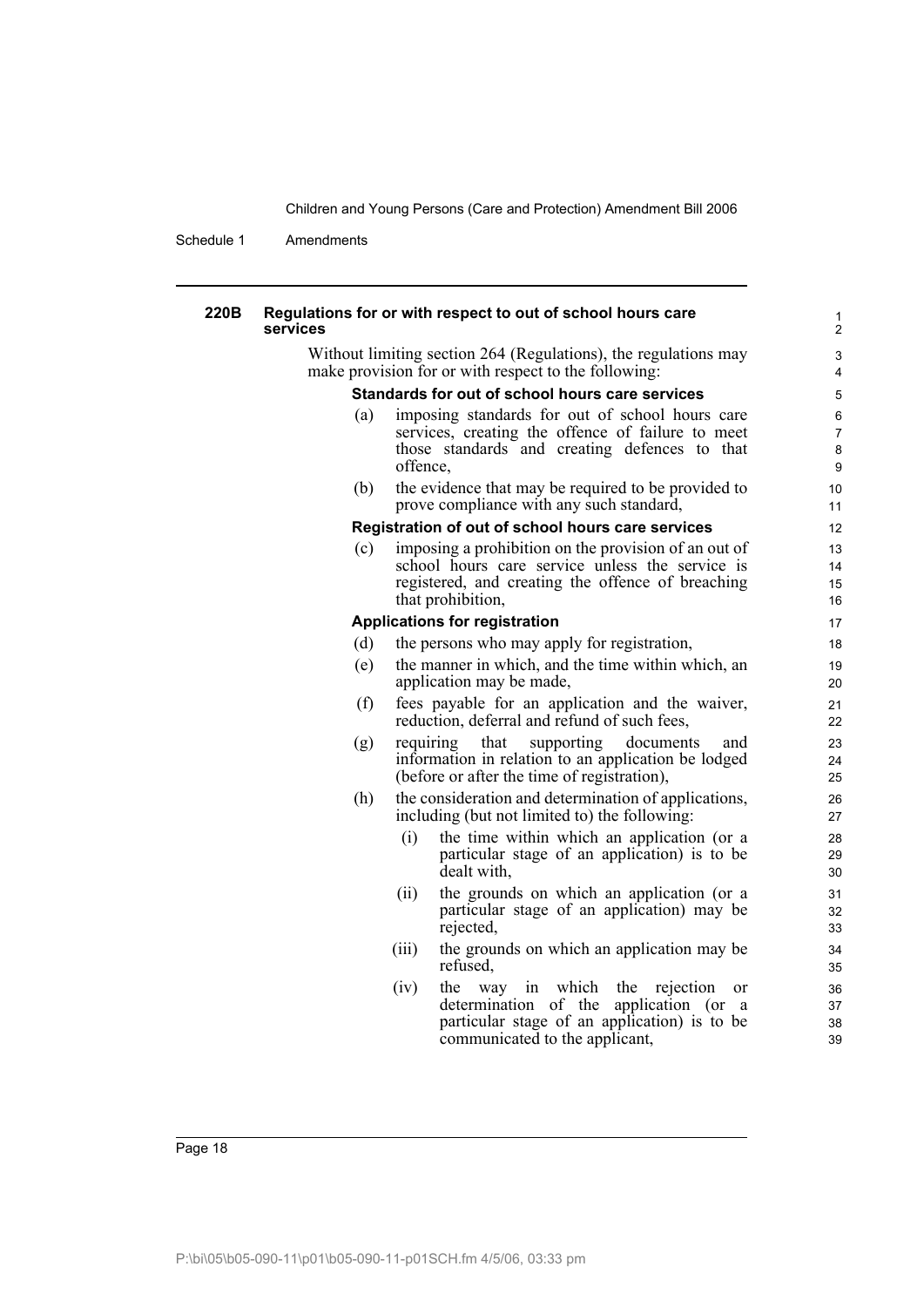#### 220B Regulations for or with respect to out of school hours care services

Without limiting section 264 (Regulations), the regulations may make provision for or with respect to the following:

**Standards for out of school hours care services**

(a) imposing standards for out of school hours care services, creating the offence of failure to meet those standards and creating defences to that offence,

(b) the evidence that may be required to be provided to prove compliance with any such standard,

**Registration of out of school hours care services**

(c) imposing a prohibition on the provision of an out of school hours care service unless the service is registered, and creating the offence of breaching that prohibition,

**Applications for registration**

(d) the persons who may apply for registration,

(e) the manner in which, and the time within which, an application may be made,

(f) fees payable for an application and the waiver, reduction, deferral and refund of such fees,

(g) requiring that supporting documents and information in relation to an application be lodged (before or after the time of registration),

(h) the consideration and determination of applications, including (but not limited to) the following:

(i) the time within which an application (or a particular stage of an application) is to be dealt with,

(ii) the grounds on which an application (or a particular stage of an application) may be rejected,

(iii) the grounds on which an application may be refused,

(iv) the way in which the rejection or determination of the application (or a particular stage of an application) is to be communicated to the applicant,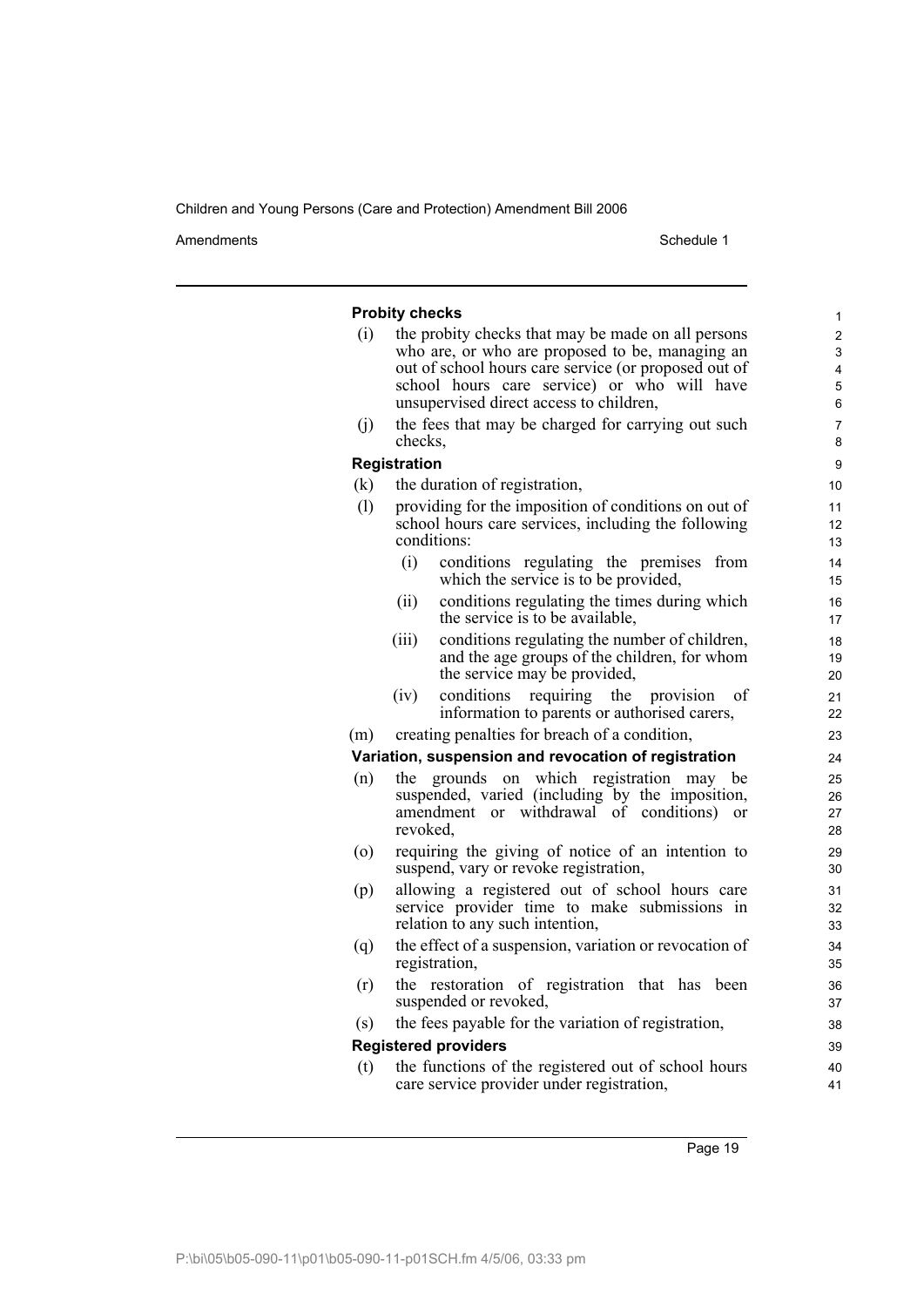**Probity checks**

(i) the probity checks that may be made on all persons who are, or who are proposed to be, managing an out of school hours care service (or proposed out of school hours care service) or who will have unsupervised direct access to children,

(j) the fees that may be charged for carrying out such checks,

**Registration**

(k) the duration of registration,

(l) providing for the imposition of conditions on out of school hours care services, including the following conditions:

  (i) conditions regulating the premises from which the service is to be provided,

  (ii) conditions regulating the times during which the service is to be available,

  (iii) conditions regulating the number of children, and the age groups of the children, for whom the service may be provided,

  (iv) conditions requiring the provision of information to parents or authorised carers,

(m) creating penalties for breach of a condition,

**Variation, suspension and revocation of registration**

(n) the grounds on which registration may be suspended, varied (including by the imposition, amendment or withdrawal of conditions) or revoked,

(o) requiring the giving of notice of an intention to suspend, vary or revoke registration,

(p) allowing a registered out of school hours care service provider time to make submissions in relation to any such intention,

(q) the effect of a suspension, variation or revocation of registration,

(r) the restoration of registration that has been suspended or revoked,

(s) the fees payable for the variation of registration,

**Registered providers**

(t) the functions of the registered out of school hours care service provider under registration,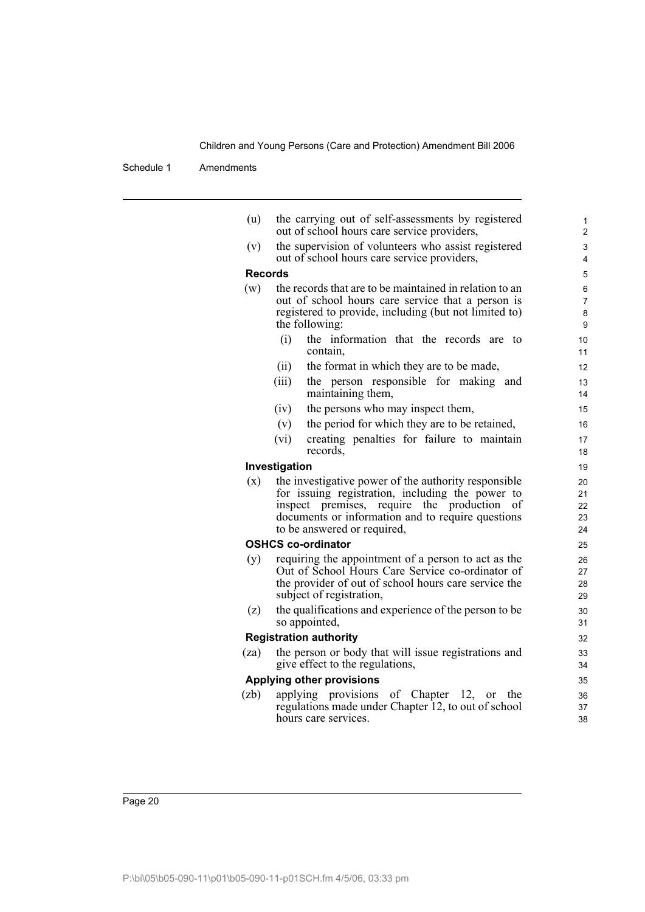(u) the carrying out of self-assessments by registered out of school hours care service providers,

(v) the supervision of volunteers who assist registered out of school hours care service providers,

**Records**

(w) the records that are to be maintained in relation to an out of school hours care service that a person is registered to provide, including (but not limited to) the following:

- (i) the information that the records are to contain,
- (ii) the format in which they are to be made,
- (iii) the person responsible for making and maintaining them,
- (iv) the persons who may inspect them,
- (v) the period for which they are to be retained,
- (vi) creating penalties for failure to maintain records,

**Investigation**

(x) the investigative power of the authority responsible for issuing registration, including the power to inspect premises, require the production of documents or information and to require questions to be answered or required,

**OSHCS co-ordinator**

(y) requiring the appointment of a person to act as the Out of School Hours Care Service co-ordinator of the provider of out of school hours care service the subject of registration,

(z) the qualifications and experience of the person to be so appointed,

**Registration authority**

(za) the person or body that will issue registrations and give effect to the regulations,

**Applying other provisions**

(zb) applying provisions of Chapter 12, or the regulations made under Chapter 12, to out of school hours care services.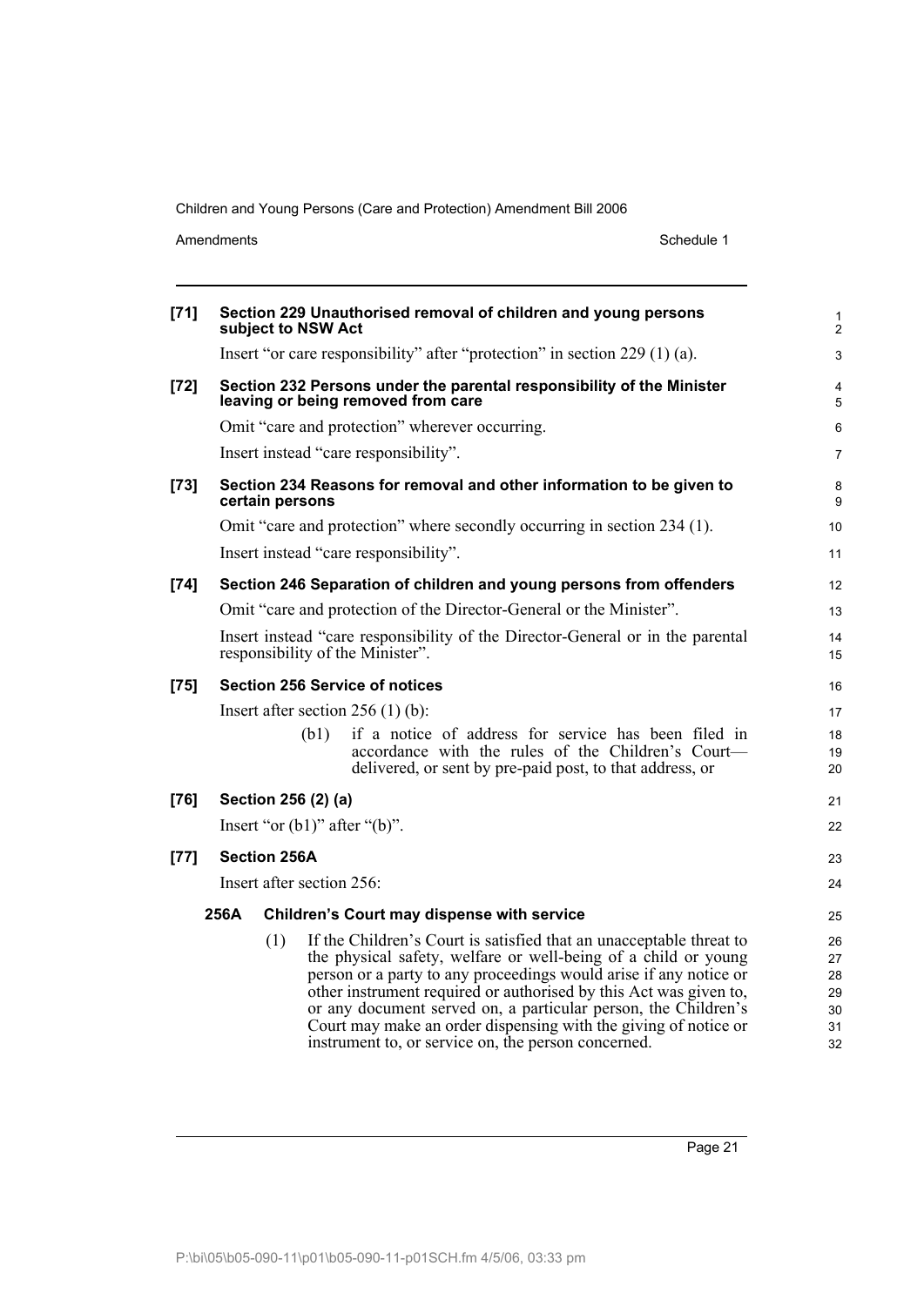**[71] Section 229 Unauthorised removal of children and young persons subject to NSW Act**

Insert "or care responsibility" after "protection" in section 229 (1) (a).

**[72] Section 232 Persons under the parental responsibility of the Minister leaving or being removed from care**

Omit "care and protection" wherever occurring.

Insert instead "care responsibility".

**[73] Section 234 Reasons for removal and other information to be given to certain persons**

Omit "care and protection" where secondly occurring in section 234 (1).

Insert instead "care responsibility".

**[74] Section 246 Separation of children and young persons from offenders**

Omit "care and protection of the Director-General or the Minister".

Insert instead "care responsibility of the Director-General or in the parental responsibility of the Minister".

**[75] Section 256 Service of notices**

Insert after section 256 (1) (b):

> (b1) if a notice of address for service has been filed in accordance with the rules of the Children's Court—delivered, or sent by pre-paid post, to that address, or

**[76] Section 256 (2) (a)**

Insert "or (b1)" after "(b)".

**[77] Section 256A**

Insert after section 256:

> **256A Children's Court may dispense with service**
>
> (1) If the Children's Court is satisfied that an unacceptable threat to the physical safety, welfare or well-being of a child or young person or a party to any proceedings would arise if any notice or other instrument required or authorised by this Act was given to, or any document served on, a particular person, the Children's Court may make an order dispensing with the giving of notice or instrument to, or service on, the person concerned.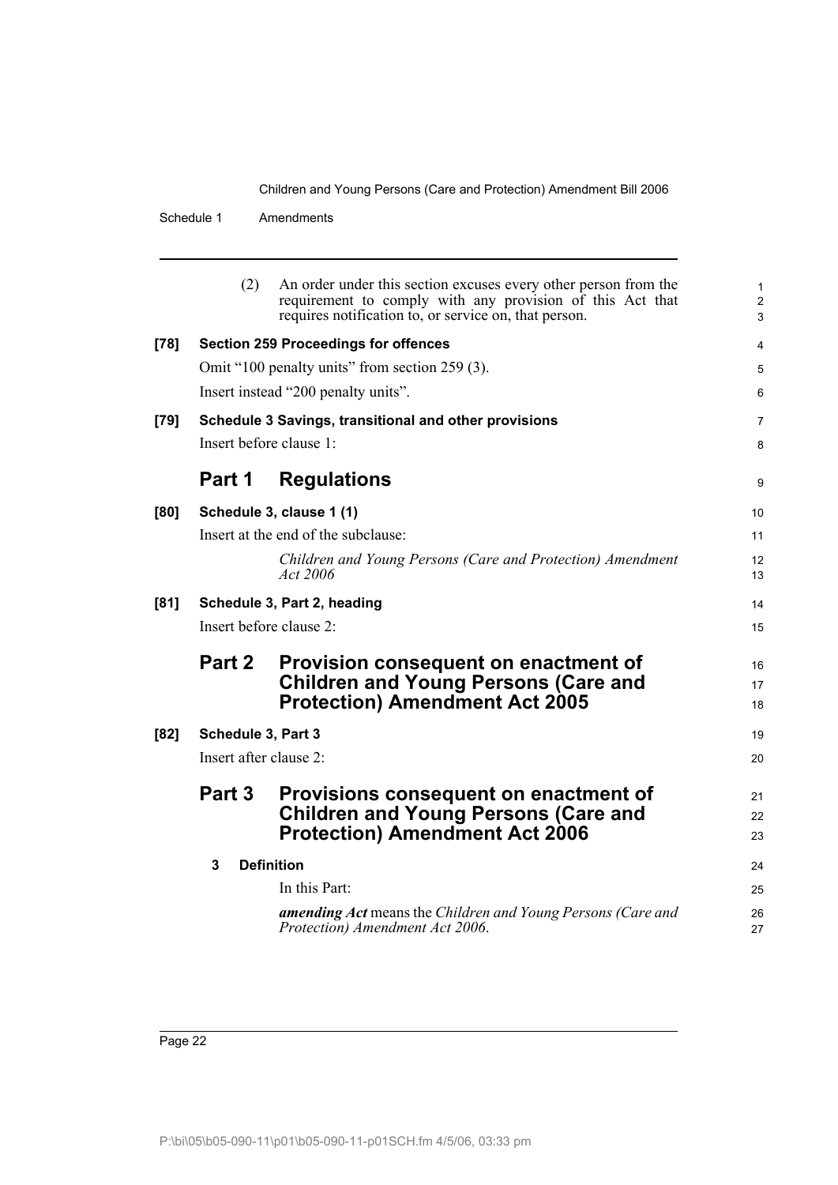(2) An order under this section excuses every other person from the requirement to comply with any provision of this Act that requires notification to, or service on, that person.

**[78] Section 259 Proceedings for offences**

Omit "100 penalty units" from section 259 (3).

Insert instead "200 penalty units".

**[79] Schedule 3 Savings, transitional and other provisions**

Insert before clause 1:

## Part 1 Regulations

**[80] Schedule 3, clause 1 (1)**

Insert at the end of the subclause:

*Children and Young Persons (Care and Protection) Amendment Act 2006*

**[81] Schedule 3, Part 2, heading**

Insert before clause 2:

## Part 2 Provision consequent on enactment of Children and Young Persons (Care and Protection) Amendment Act 2005

**[82] Schedule 3, Part 3**

Insert after clause 2:

## Part 3 Provisions consequent on enactment of Children and Young Persons (Care and Protection) Amendment Act 2006

**3 Definition**

In this Part:

***amending Act*** means the *Children and Young Persons (Care and Protection) Amendment Act 2006*.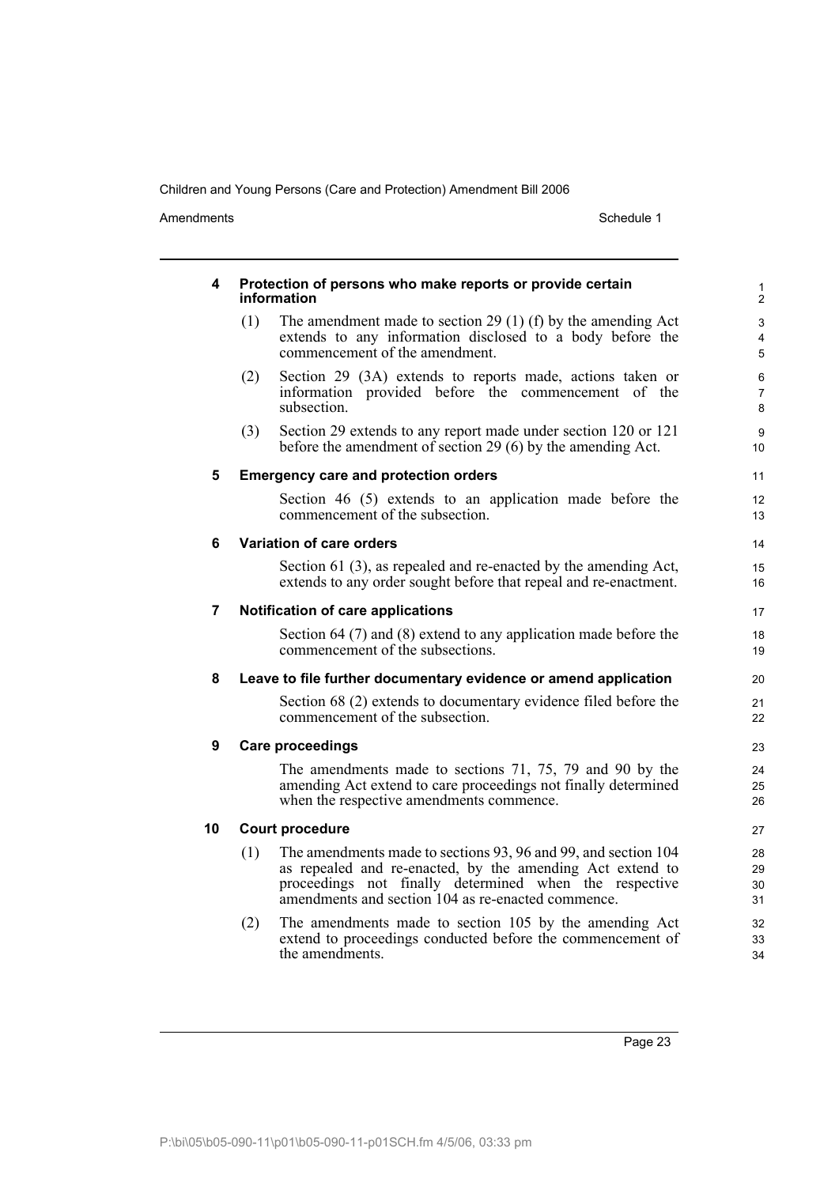**4 Protection of persons who make reports or provide certain information**

(1) The amendment made to section 29 (1) (f) by the amending Act extends to any information disclosed to a body before the commencement of the amendment.

(2) Section 29 (3A) extends to reports made, actions taken or information provided before the commencement of the subsection.

(3) Section 29 extends to any report made under section 120 or 121 before the amendment of section 29 (6) by the amending Act.

**5 Emergency care and protection orders**

Section 46 (5) extends to an application made before the commencement of the subsection.

**6 Variation of care orders**

Section 61 (3), as repealed and re-enacted by the amending Act, extends to any order sought before that repeal and re-enactment.

**7 Notification of care applications**

Section 64 (7) and (8) extend to any application made before the commencement of the subsections.

**8 Leave to file further documentary evidence or amend application**

Section 68 (2) extends to documentary evidence filed before the commencement of the subsection.

**9 Care proceedings**

The amendments made to sections 71, 75, 79 and 90 by the amending Act extend to care proceedings not finally determined when the respective amendments commence.

**10 Court procedure**

(1) The amendments made to sections 93, 96 and 99, and section 104 as repealed and re-enacted, by the amending Act extend to proceedings not finally determined when the respective amendments and section 104 as re-enacted commence.

(2) The amendments made to section 105 by the amending Act extend to proceedings conducted before the commencement of the amendments.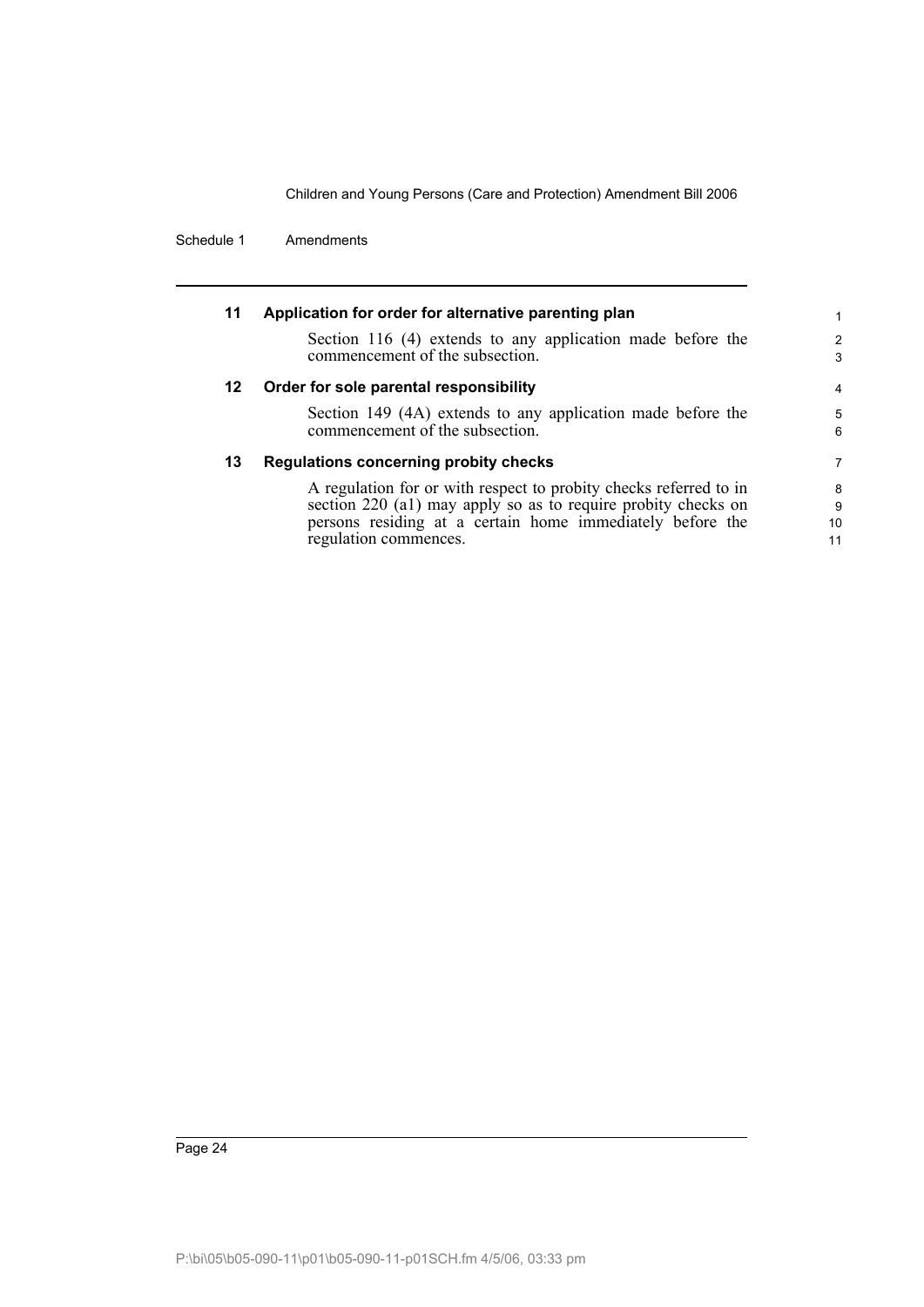### 11 Application for order for alternative parenting plan

Section 116 (4) extends to any application made before the commencement of the subsection.

### 12 Order for sole parental responsibility

Section 149 (4A) extends to any application made before the commencement of the subsection.

### 13 Regulations concerning probity checks

A regulation for or with respect to probity checks referred to in section 220 (a1) may apply so as to require probity checks on persons residing at a certain home immediately before the regulation commences.